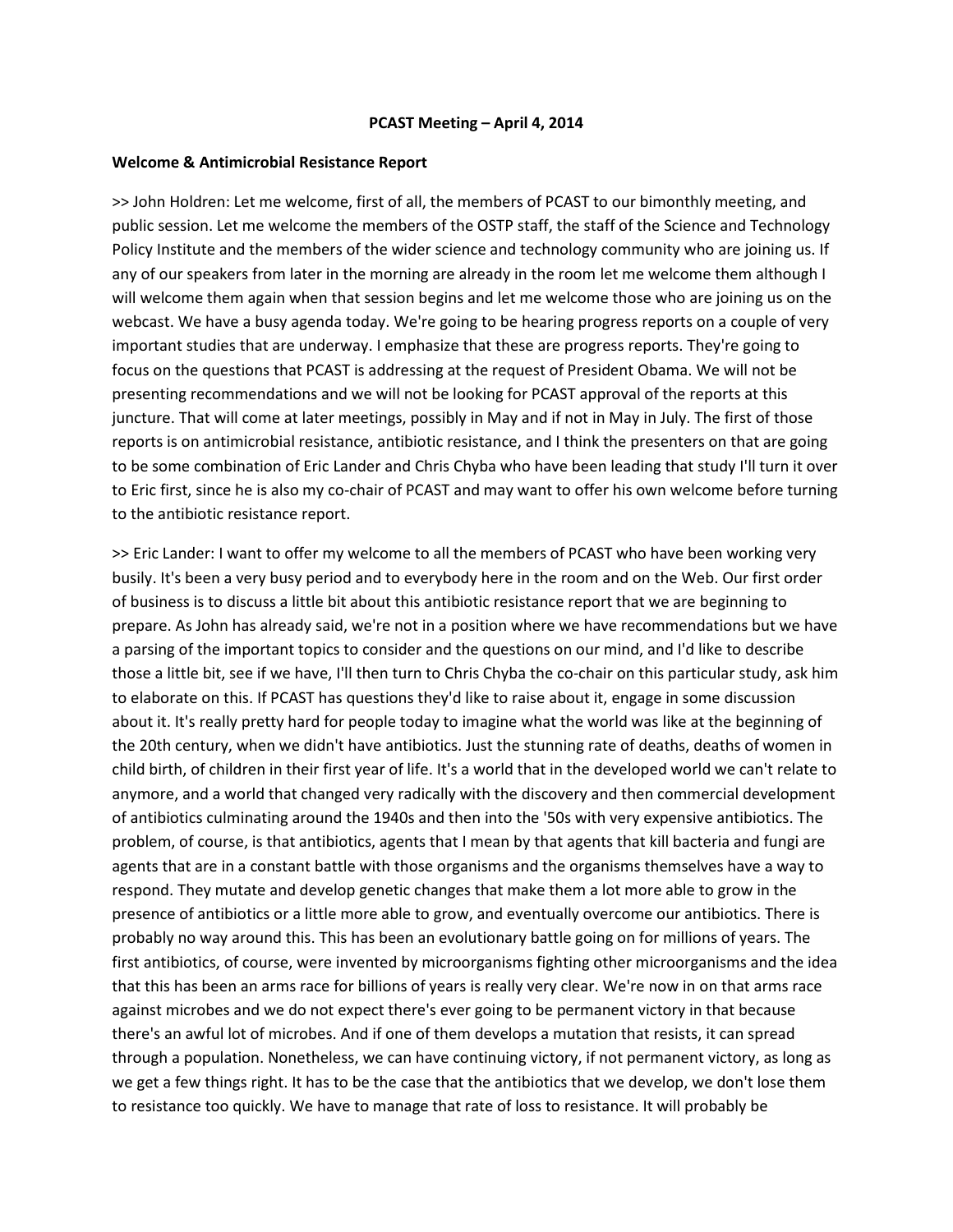**PCAST Meeting – April 4, 2014**

**Welcome & Antimicrobial Resistance Report**

>> John Holdren: Let me welcome, first of all, the members of PCAST to our bimonthly meeting, and public session. Let me welcome the members of the OSTP staff, the staff of the Science and Technology Policy Institute and the members of the wider science and technology community who are joining us. If any of our speakers from later in the morning are already in the room let me welcome them although I will welcome them again when that session begins and let me welcome those who are joining us on the webcast. We have a busy agenda today. We're going to be hearing progress reports on a couple of very important studies that are underway. I emphasize that these are progress reports. They're going to focus on the questions that PCAST is addressing at the request of President Obama. We will not be presenting recommendations and we will not be looking for PCAST approval of the reports at this juncture. That will come at later meetings, possibly in May and if not in May in July. The first of those reports is on antimicrobial resistance, antibiotic resistance, and I think the presenters on that are going to be some combination of Eric Lander and Chris Chyba who have been leading that study I'll turn it over to Eric first, since he is also my co-chair of PCAST and may want to offer his own welcome before turning to the antibiotic resistance report.

>> Eric Lander: I want to offer my welcome to all the members of PCAST who have been working very busily. It's been a very busy period and to everybody here in the room and on the Web. Our first order of business is to discuss a little bit about this antibiotic resistance report that we are beginning to prepare. As John has already said, we're not in a position where we have recommendations but we have a parsing of the important topics to consider and the questions on our mind, and I'd like to describe those a little bit, see if we have, I'll then turn to Chris Chyba the co-chair on this particular study, ask him to elaborate on this. If PCAST has questions they'd like to raise about it, engage in some discussion about it. It's really pretty hard for people today to imagine what the world was like at the beginning of the 20th century, when we didn't have antibiotics. Just the stunning rate of deaths, deaths of women in child birth, of children in their first year of life. It's a world that in the developed world we can't relate to anymore, and a world that changed very radically with the discovery and then commercial development of antibiotics culminating around the 1940s and then into the '50s with very expensive antibiotics. The problem, of course, is that antibiotics, agents that I mean by that agents that kill bacteria and fungi are agents that are in a constant battle with those organisms and the organisms themselves have a way to respond. They mutate and develop genetic changes that make them a lot more able to grow in the presence of antibiotics or a little more able to grow, and eventually overcome our antibiotics. There is probably no way around this. This has been an evolutionary battle going on for millions of years. The first antibiotics, of course, were invented by microorganisms fighting other microorganisms and the idea that this has been an arms race for billions of years is really very clear. We're now in on that arms race against microbes and we do not expect there's ever going to be permanent victory in that because there's an awful lot of microbes. And if one of them develops a mutation that resists, it can spread through a population. Nonetheless, we can have continuing victory, if not permanent victory, as long as we get a few things right. It has to be the case that the antibiotics that we develop, we don't lose them to resistance too quickly. We have to manage that rate of loss to resistance. It will probably be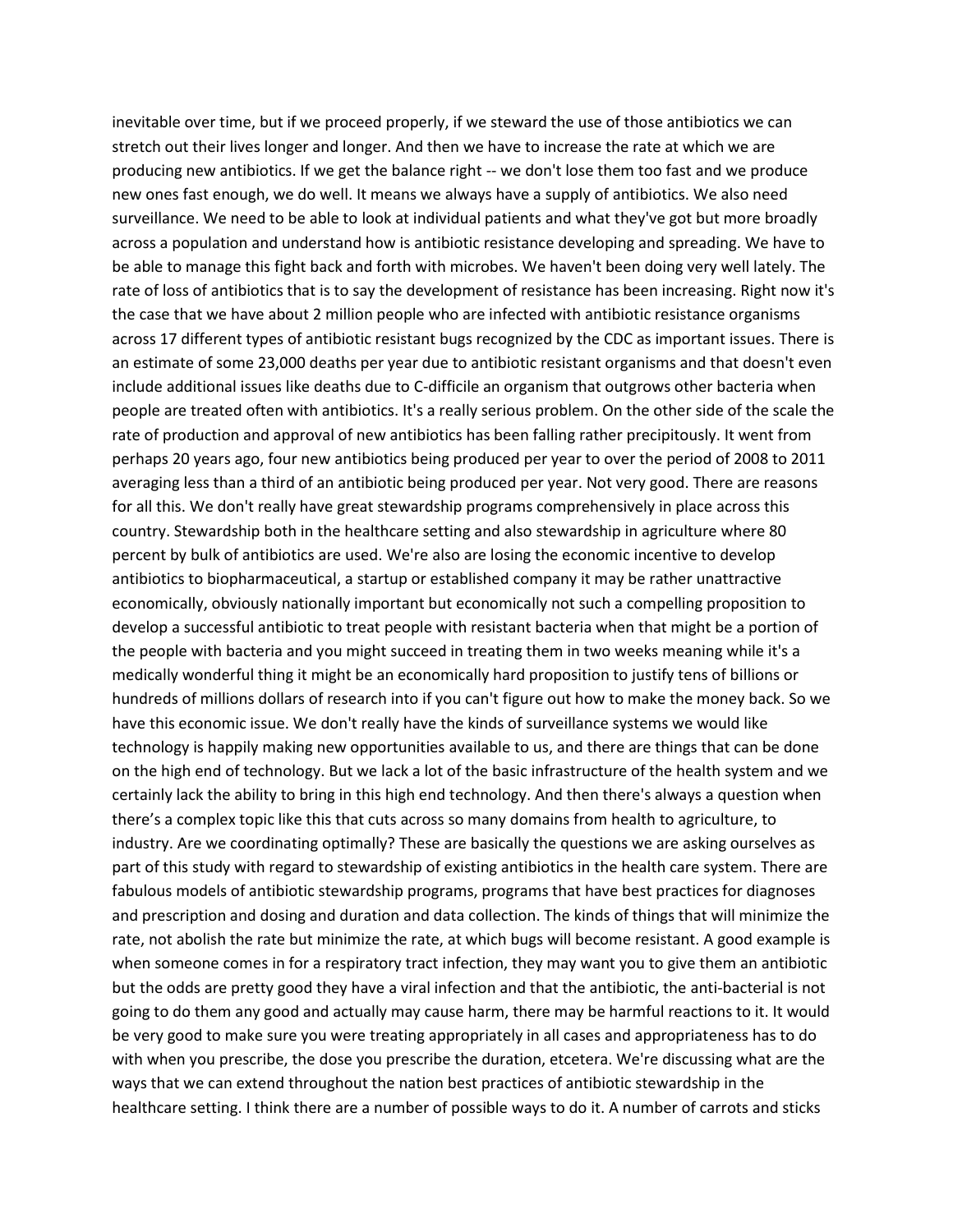inevitable over time, but if we proceed properly, if we steward the use of those antibiotics we can stretch out their lives longer and longer. And then we have to increase the rate at which we are producing new antibiotics. If we get the balance right -- we don't lose them too fast and we produce new ones fast enough, we do well. It means we always have a supply of antibiotics. We also need surveillance. We need to be able to look at individual patients and what they've got but more broadly across a population and understand how is antibiotic resistance developing and spreading. We have to be able to manage this fight back and forth with microbes. We haven't been doing very well lately. The rate of loss of antibiotics that is to say the development of resistance has been increasing. Right now it's the case that we have about 2 million people who are infected with antibiotic resistance organisms across 17 different types of antibiotic resistant bugs recognized by the CDC as important issues. There is an estimate of some 23,000 deaths per year due to antibiotic resistant organisms and that doesn't even include additional issues like deaths due to C-difficile an organism that outgrows other bacteria when people are treated often with antibiotics. It's a really serious problem. On the other side of the scale the rate of production and approval of new antibiotics has been falling rather precipitously. It went from perhaps 20 years ago, four new antibiotics being produced per year to over the period of 2008 to 2011 averaging less than a third of an antibiotic being produced per year. Not very good. There are reasons for all this. We don't really have great stewardship programs comprehensively in place across this country. Stewardship both in the healthcare setting and also stewardship in agriculture where 80 percent by bulk of antibiotics are used. We're also are losing the economic incentive to develop antibiotics to biopharmaceutical, a startup or established company it may be rather unattractive economically, obviously nationally important but economically not such a compelling proposition to develop a successful antibiotic to treat people with resistant bacteria when that might be a portion of the people with bacteria and you might succeed in treating them in two weeks meaning while it's a medically wonderful thing it might be an economically hard proposition to justify tens of billions or hundreds of millions dollars of research into if you can't figure out how to make the money back. So we have this economic issue. We don't really have the kinds of surveillance systems we would like technology is happily making new opportunities available to us, and there are things that can be done on the high end of technology. But we lack a lot of the basic infrastructure of the health system and we certainly lack the ability to bring in this high end technology. And then there's always a question when there's a complex topic like this that cuts across so many domains from health to agriculture, to industry. Are we coordinating optimally? These are basically the questions we are asking ourselves as part of this study with regard to stewardship of existing antibiotics in the health care system. There are fabulous models of antibiotic stewardship programs, programs that have best practices for diagnoses and prescription and dosing and duration and data collection. The kinds of things that will minimize the rate, not abolish the rate but minimize the rate, at which bugs will become resistant. A good example is when someone comes in for a respiratory tract infection, they may want you to give them an antibiotic but the odds are pretty good they have a viral infection and that the antibiotic, the anti-bacterial is not going to do them any good and actually may cause harm, there may be harmful reactions to it. It would be very good to make sure you were treating appropriately in all cases and appropriateness has to do with when you prescribe, the dose you prescribe the duration, etcetera. We're discussing what are the ways that we can extend throughout the nation best practices of antibiotic stewardship in the healthcare setting. I think there are a number of possible ways to do it. A number of carrots and sticks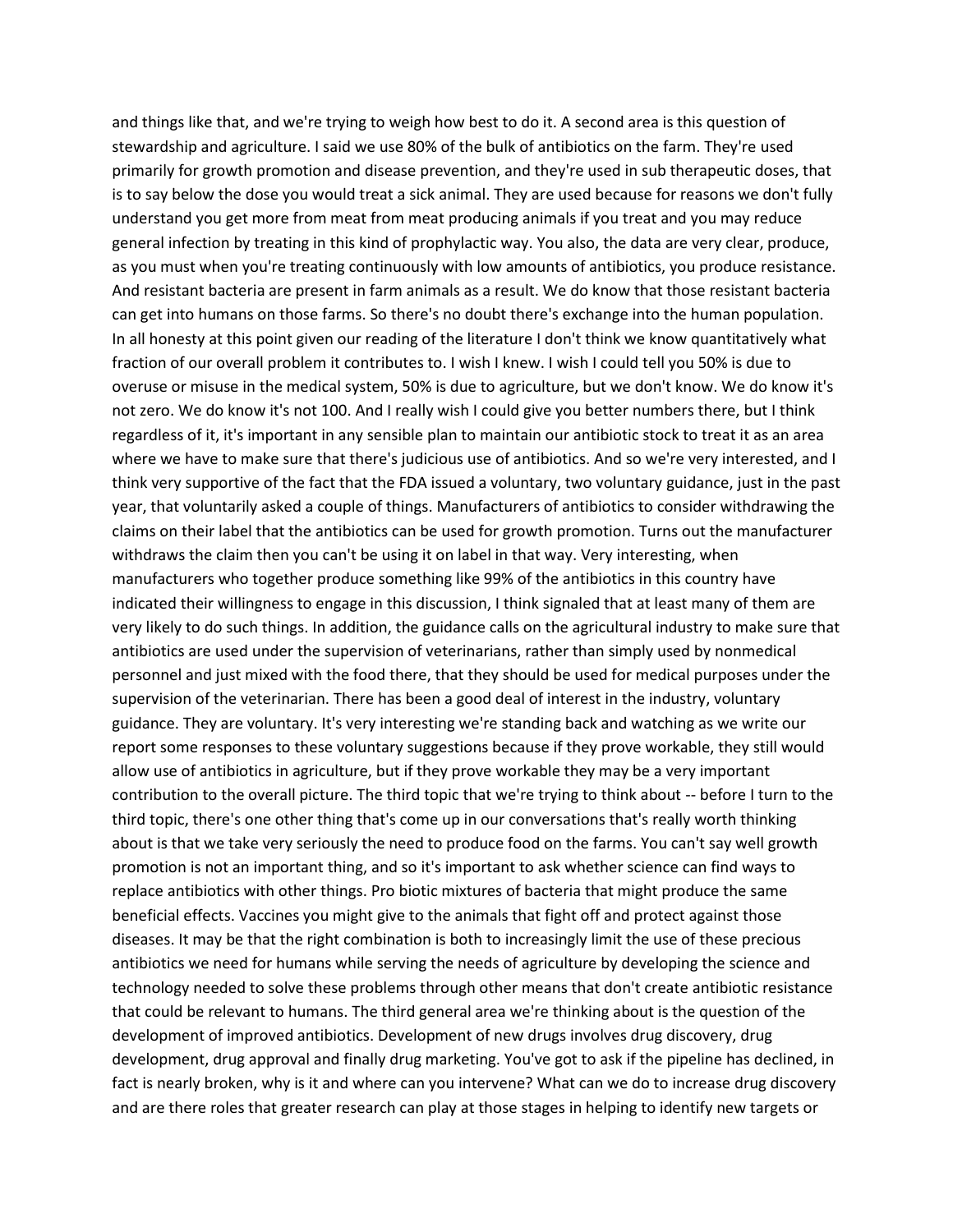and things like that, and we're trying to weigh how best to do it. A second area is this question of stewardship and agriculture. I said we use 80% of the bulk of antibiotics on the farm. They're used primarily for growth promotion and disease prevention, and they're used in sub therapeutic doses, that is to say below the dose you would treat a sick animal. They are used because for reasons we don't fully understand you get more from meat from meat producing animals if you treat and you may reduce general infection by treating in this kind of prophylactic way. You also, the data are very clear, produce, as you must when you're treating continuously with low amounts of antibiotics, you produce resistance. And resistant bacteria are present in farm animals as a result. We do know that those resistant bacteria can get into humans on those farms. So there's no doubt there's exchange into the human population. In all honesty at this point given our reading of the literature I don't think we know quantitatively what fraction of our overall problem it contributes to. I wish I knew. I wish I could tell you 50% is due to overuse or misuse in the medical system, 50% is due to agriculture, but we don't know. We do know it's not zero. We do know it's not 100. And I really wish I could give you better numbers there, but I think regardless of it, it's important in any sensible plan to maintain our antibiotic stock to treat it as an area where we have to make sure that there's judicious use of antibiotics. And so we're very interested, and I think very supportive of the fact that the FDA issued a voluntary, two voluntary guidance, just in the past year, that voluntarily asked a couple of things. Manufacturers of antibiotics to consider withdrawing the claims on their label that the antibiotics can be used for growth promotion. Turns out the manufacturer withdraws the claim then you can't be using it on label in that way. Very interesting, when manufacturers who together produce something like 99% of the antibiotics in this country have indicated their willingness to engage in this discussion, I think signaled that at least many of them are very likely to do such things. In addition, the guidance calls on the agricultural industry to make sure that antibiotics are used under the supervision of veterinarians, rather than simply used by nonmedical personnel and just mixed with the food there, that they should be used for medical purposes under the supervision of the veterinarian. There has been a good deal of interest in the industry, voluntary guidance. They are voluntary. It's very interesting we're standing back and watching as we write our report some responses to these voluntary suggestions because if they prove workable, they still would allow use of antibiotics in agriculture, but if they prove workable they may be a very important contribution to the overall picture. The third topic that we're trying to think about -- before I turn to the third topic, there's one other thing that's come up in our conversations that's really worth thinking about is that we take very seriously the need to produce food on the farms. You can't say well growth promotion is not an important thing, and so it's important to ask whether science can find ways to replace antibiotics with other things. Pro biotic mixtures of bacteria that might produce the same beneficial effects. Vaccines you might give to the animals that fight off and protect against those diseases. It may be that the right combination is both to increasingly limit the use of these precious antibiotics we need for humans while serving the needs of agriculture by developing the science and technology needed to solve these problems through other means that don't create antibiotic resistance that could be relevant to humans. The third general area we're thinking about is the question of the development of improved antibiotics. Development of new drugs involves drug discovery, drug development, drug approval and finally drug marketing. You've got to ask if the pipeline has declined, in fact is nearly broken, why is it and where can you intervene? What can we do to increase drug discovery and are there roles that greater research can play at those stages in helping to identify new targets or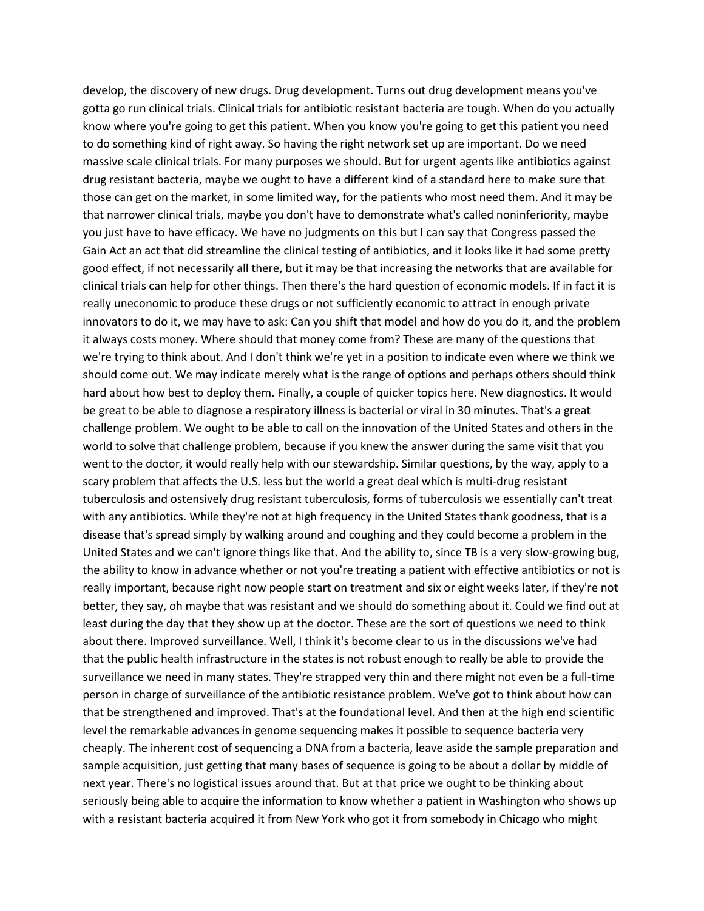develop, the discovery of new drugs. Drug development. Turns out drug development means you've gotta go run clinical trials. Clinical trials for antibiotic resistant bacteria are tough. When do you actually know where you're going to get this patient. When you know you're going to get this patient you need to do something kind of right away. So having the right network set up are important. Do we need massive scale clinical trials. For many purposes we should. But for urgent agents like antibiotics against drug resistant bacteria, maybe we ought to have a different kind of a standard here to make sure that those can get on the market, in some limited way, for the patients who most need them. And it may be that narrower clinical trials, maybe you don't have to demonstrate what's called noninferiority, maybe you just have to have efficacy. We have no judgments on this but I can say that Congress passed the Gain Act an act that did streamline the clinical testing of antibiotics, and it looks like it had some pretty good effect, if not necessarily all there, but it may be that increasing the networks that are available for clinical trials can help for other things. Then there's the hard question of economic models. If in fact it is really uneconomic to produce these drugs or not sufficiently economic to attract in enough private innovators to do it, we may have to ask: Can you shift that model and how do you do it, and the problem it always costs money. Where should that money come from? These are many of the questions that we're trying to think about. And I don't think we're yet in a position to indicate even where we think we should come out. We may indicate merely what is the range of options and perhaps others should think hard about how best to deploy them. Finally, a couple of quicker topics here. New diagnostics. It would be great to be able to diagnose a respiratory illness is bacterial or viral in 30 minutes. That's a great challenge problem. We ought to be able to call on the innovation of the United States and others in the world to solve that challenge problem, because if you knew the answer during the same visit that you went to the doctor, it would really help with our stewardship. Similar questions, by the way, apply to a scary problem that affects the U.S. less but the world a great deal which is multi-drug resistant tuberculosis and ostensively drug resistant tuberculosis, forms of tuberculosis we essentially can't treat with any antibiotics. While they're not at high frequency in the United States thank goodness, that is a disease that's spread simply by walking around and coughing and they could become a problem in the United States and we can't ignore things like that. And the ability to, since TB is a very slow-growing bug, the ability to know in advance whether or not you're treating a patient with effective antibiotics or not is really important, because right now people start on treatment and six or eight weeks later, if they're not better, they say, oh maybe that was resistant and we should do something about it. Could we find out at least during the day that they show up at the doctor. These are the sort of questions we need to think about there. Improved surveillance. Well, I think it's become clear to us in the discussions we've had that the public health infrastructure in the states is not robust enough to really be able to provide the surveillance we need in many states. They're strapped very thin and there might not even be a full-time person in charge of surveillance of the antibiotic resistance problem. We've got to think about how can that be strengthened and improved. That's at the foundational level. And then at the high end scientific level the remarkable advances in genome sequencing makes it possible to sequence bacteria very cheaply. The inherent cost of sequencing a DNA from a bacteria, leave aside the sample preparation and sample acquisition, just getting that many bases of sequence is going to be about a dollar by middle of next year. There's no logistical issues around that. But at that price we ought to be thinking about seriously being able to acquire the information to know whether a patient in Washington who shows up with a resistant bacteria acquired it from New York who got it from somebody in Chicago who might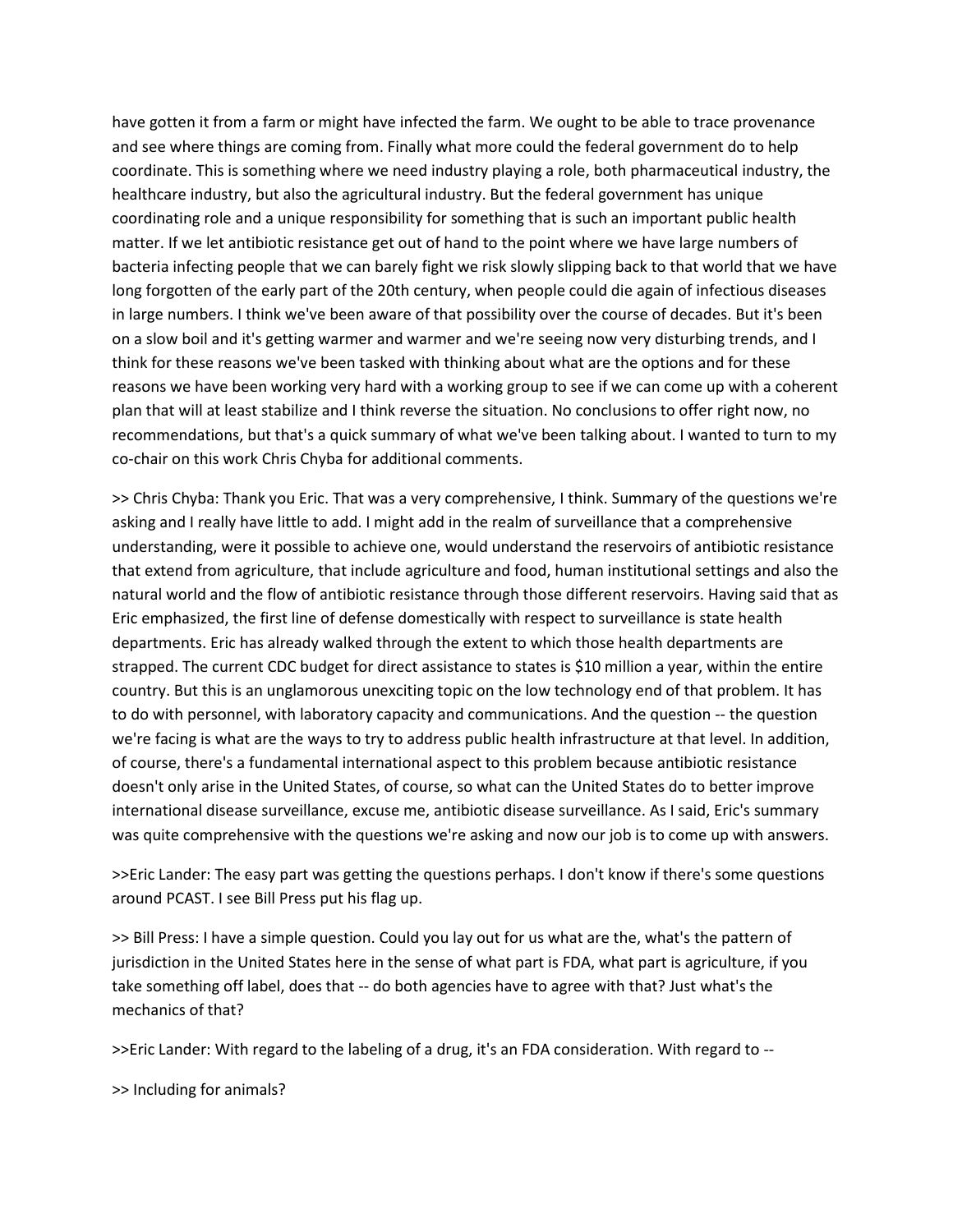have gotten it from a farm or might have infected the farm. We ought to be able to trace provenance and see where things are coming from. Finally what more could the federal government do to help coordinate. This is something where we need industry playing a role, both pharmaceutical industry, the healthcare industry, but also the agricultural industry. But the federal government has unique coordinating role and a unique responsibility for something that is such an important public health matter. If we let antibiotic resistance get out of hand to the point where we have large numbers of bacteria infecting people that we can barely fight we risk slowly slipping back to that world that we have long forgotten of the early part of the 20th century, when people could die again of infectious diseases in large numbers. I think we've been aware of that possibility over the course of decades. But it's been on a slow boil and it's getting warmer and warmer and we're seeing now very disturbing trends, and I think for these reasons we've been tasked with thinking about what are the options and for these reasons we have been working very hard with a working group to see if we can come up with a coherent plan that will at least stabilize and I think reverse the situation. No conclusions to offer right now, no recommendations, but that's a quick summary of what we've been talking about. I wanted to turn to my co-chair on this work Chris Chyba for additional comments.

>> Chris Chyba: Thank you Eric. That was a very comprehensive, I think. Summary of the questions we're asking and I really have little to add. I might add in the realm of surveillance that a comprehensive understanding, were it possible to achieve one, would understand the reservoirs of antibiotic resistance that extend from agriculture, that include agriculture and food, human institutional settings and also the natural world and the flow of antibiotic resistance through those different reservoirs. Having said that as Eric emphasized, the first line of defense domestically with respect to surveillance is state health departments. Eric has already walked through the extent to which those health departments are strapped. The current CDC budget for direct assistance to states is $10 million a year, within the entire country. But this is an unglamorous unexciting topic on the low technology end of that problem. It has to do with personnel, with laboratory capacity and communications. And the question -- the question we're facing is what are the ways to try to address public health infrastructure at that level. In addition, of course, there's a fundamental international aspect to this problem because antibiotic resistance doesn't only arise in the United States, of course, so what can the United States do to better improve international disease surveillance, excuse me, antibiotic disease surveillance. As I said, Eric's summary was quite comprehensive with the questions we're asking and now our job is to come up with answers.

>>Eric Lander: The easy part was getting the questions perhaps. I don't know if there's some questions around PCAST. I see Bill Press put his flag up.

>> Bill Press: I have a simple question. Could you lay out for us what are the, what's the pattern of jurisdiction in the United States here in the sense of what part is FDA, what part is agriculture, if you take something off label, does that -- do both agencies have to agree with that? Just what's the mechanics of that?

>>Eric Lander: With regard to the labeling of a drug, it's an FDA consideration. With regard to --

>> Including for animals?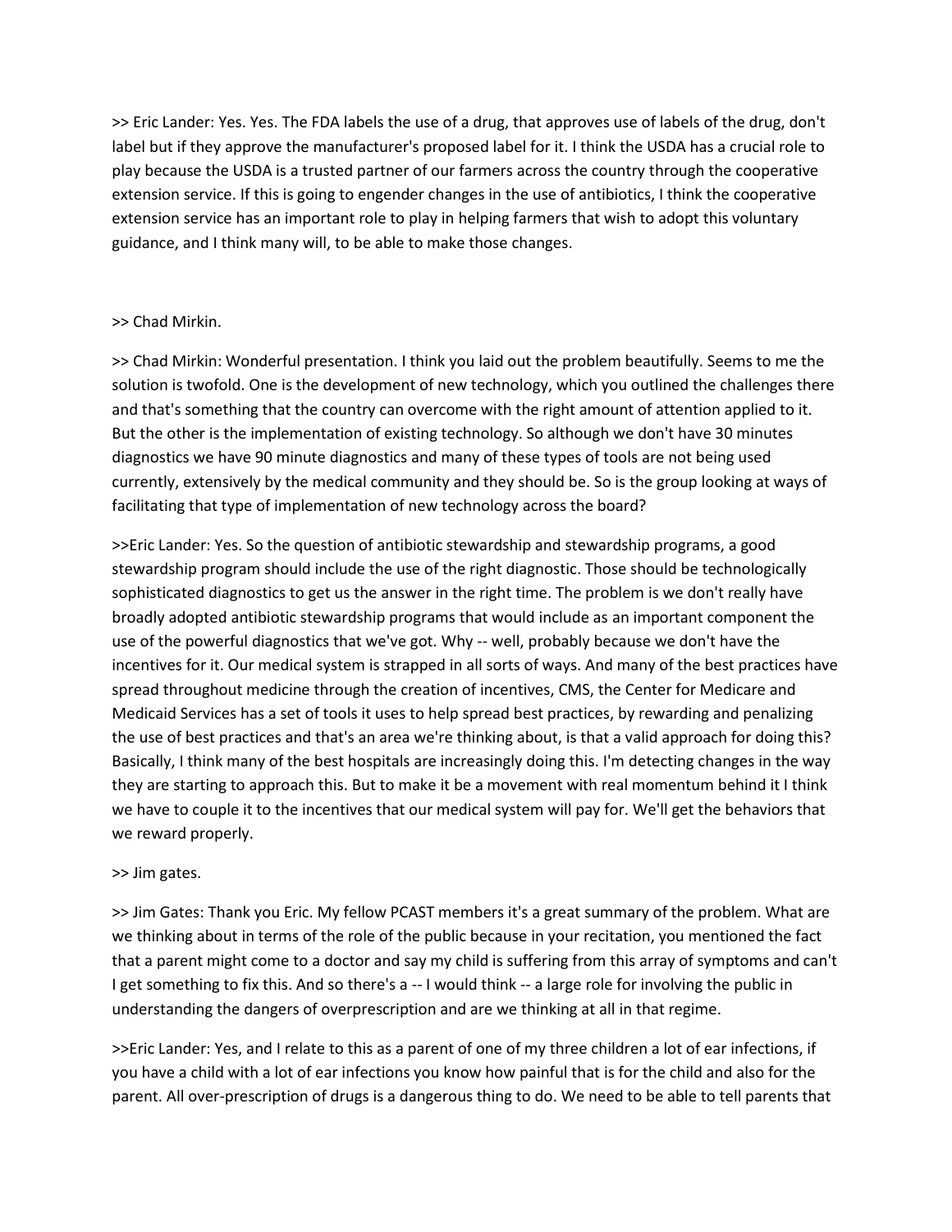>> Eric Lander: Yes. Yes. The FDA labels the use of a drug, that approves use of labels of the drug, don't label but if they approve the manufacturer's proposed label for it. I think the USDA has a crucial role to play because the USDA is a trusted partner of our farmers across the country through the cooperative extension service. If this is going to engender changes in the use of antibiotics, I think the cooperative extension service has an important role to play in helping farmers that wish to adopt this voluntary guidance, and I think many will, to be able to make those changes.

>> Chad Mirkin.

>> Chad Mirkin: Wonderful presentation. I think you laid out the problem beautifully. Seems to me the solution is twofold. One is the development of new technology, which you outlined the challenges there and that's something that the country can overcome with the right amount of attention applied to it. But the other is the implementation of existing technology. So although we don't have 30 minutes diagnostics we have 90 minute diagnostics and many of these types of tools are not being used currently, extensively by the medical community and they should be. So is the group looking at ways of facilitating that type of implementation of new technology across the board?

>>Eric Lander: Yes. So the question of antibiotic stewardship and stewardship programs, a good stewardship program should include the use of the right diagnostic. Those should be technologically sophisticated diagnostics to get us the answer in the right time. The problem is we don't really have broadly adopted antibiotic stewardship programs that would include as an important component the use of the powerful diagnostics that we've got. Why -- well, probably because we don't have the incentives for it. Our medical system is strapped in all sorts of ways. And many of the best practices have spread throughout medicine through the creation of incentives, CMS, the Center for Medicare and Medicaid Services has a set of tools it uses to help spread best practices, by rewarding and penalizing the use of best practices and that's an area we're thinking about, is that a valid approach for doing this? Basically, I think many of the best hospitals are increasingly doing this. I'm detecting changes in the way they are starting to approach this. But to make it be a movement with real momentum behind it I think we have to couple it to the incentives that our medical system will pay for. We'll get the behaviors that we reward properly.

>> Jim gates.

>> Jim Gates: Thank you Eric. My fellow PCAST members it's a great summary of the problem. What are we thinking about in terms of the role of the public because in your recitation, you mentioned the fact that a parent might come to a doctor and say my child is suffering from this array of symptoms and can't I get something to fix this. And so there's a -- I would think -- a large role for involving the public in understanding the dangers of overprescription and are we thinking at all in that regime.

>>Eric Lander: Yes, and I relate to this as a parent of one of my three children a lot of ear infections, if you have a child with a lot of ear infections you know how painful that is for the child and also for the parent. All over-prescription of drugs is a dangerous thing to do. We need to be able to tell parents that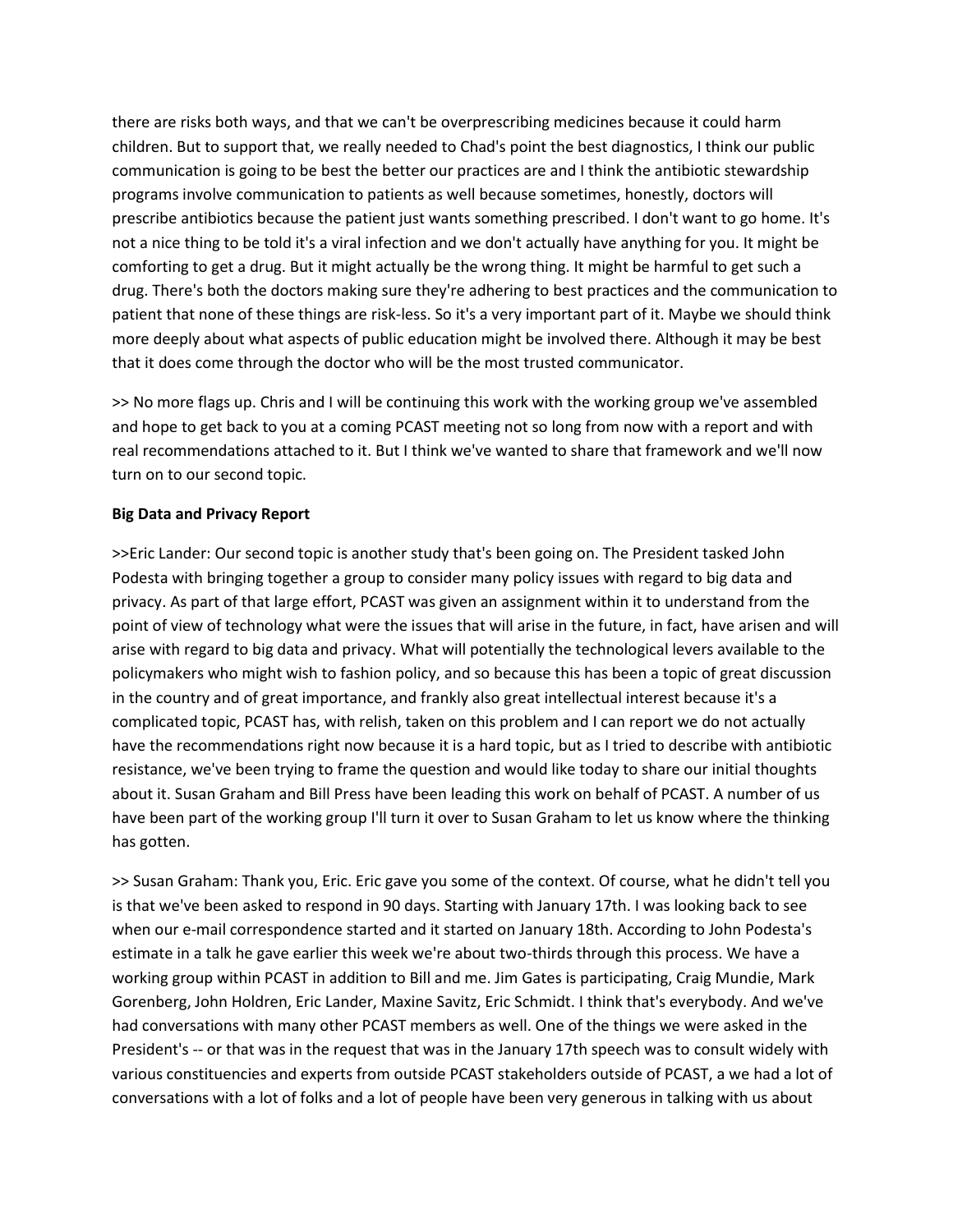there are risks both ways, and that we can't be overprescribing medicines because it could harm children. But to support that, we really needed to Chad's point the best diagnostics, I think our public communication is going to be best the better our practices are and I think the antibiotic stewardship programs involve communication to patients as well because sometimes, honestly, doctors will prescribe antibiotics because the patient just wants something prescribed. I don't want to go home. It's not a nice thing to be told it's a viral infection and we don't actually have anything for you. It might be comforting to get a drug. But it might actually be the wrong thing. It might be harmful to get such a drug. There's both the doctors making sure they're adhering to best practices and the communication to patient that none of these things are risk-less. So it's a very important part of it. Maybe we should think more deeply about what aspects of public education might be involved there. Although it may be best that it does come through the doctor who will be the most trusted communicator.

>> No more flags up. Chris and I will be continuing this work with the working group we've assembled and hope to get back to you at a coming PCAST meeting not so long from now with a report and with real recommendations attached to it. But I think we've wanted to share that framework and we'll now turn on to our second topic.

**Big Data and Privacy Report**

>>Eric Lander: Our second topic is another study that's been going on. The President tasked John Podesta with bringing together a group to consider many policy issues with regard to big data and privacy. As part of that large effort, PCAST was given an assignment within it to understand from the point of view of technology what were the issues that will arise in the future, in fact, have arisen and will arise with regard to big data and privacy. What will potentially the technological levers available to the policymakers who might wish to fashion policy, and so because this has been a topic of great discussion in the country and of great importance, and frankly also great intellectual interest because it's a complicated topic, PCAST has, with relish, taken on this problem and I can report we do not actually have the recommendations right now because it is a hard topic, but as I tried to describe with antibiotic resistance, we've been trying to frame the question and would like today to share our initial thoughts about it. Susan Graham and Bill Press have been leading this work on behalf of PCAST. A number of us have been part of the working group I'll turn it over to Susan Graham to let us know where the thinking has gotten.

>> Susan Graham: Thank you, Eric. Eric gave you some of the context. Of course, what he didn't tell you is that we've been asked to respond in 90 days. Starting with January 17th. I was looking back to see when our e-mail correspondence started and it started on January 18th. According to John Podesta's estimate in a talk he gave earlier this week we're about two-thirds through this process. We have a working group within PCAST in addition to Bill and me. Jim Gates is participating, Craig Mundie, Mark Gorenberg, John Holdren, Eric Lander, Maxine Savitz, Eric Schmidt. I think that's everybody. And we've had conversations with many other PCAST members as well. One of the things we were asked in the President's -- or that was in the request that was in the January 17th speech was to consult widely with various constituencies and experts from outside PCAST stakeholders outside of PCAST, a we had a lot of conversations with a lot of folks and a lot of people have been very generous in talking with us about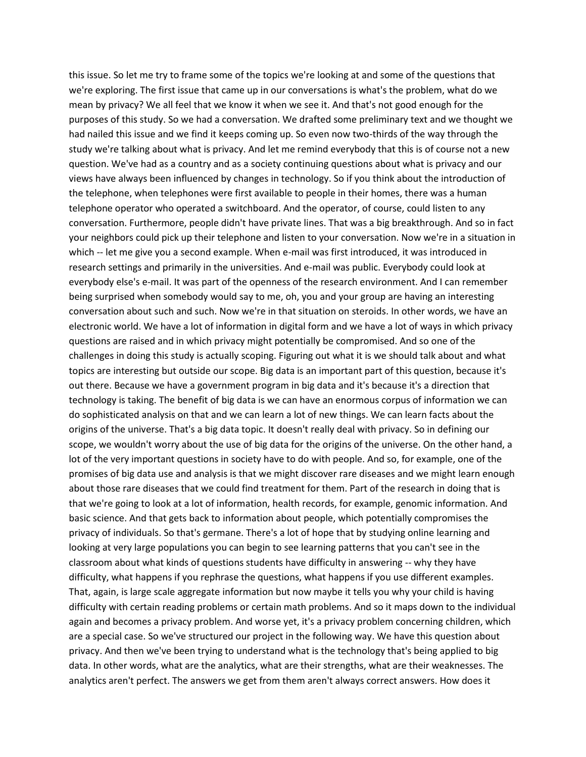this issue. So let me try to frame some of the topics we're looking at and some of the questions that we're exploring. The first issue that came up in our conversations is what's the problem, what do we mean by privacy? We all feel that we know it when we see it. And that's not good enough for the purposes of this study. So we had a conversation. We drafted some preliminary text and we thought we had nailed this issue and we find it keeps coming up. So even now two-thirds of the way through the study we're talking about what is privacy. And let me remind everybody that this is of course not a new question. We've had as a country and as a society continuing questions about what is privacy and our views have always been influenced by changes in technology. So if you think about the introduction of the telephone, when telephones were first available to people in their homes, there was a human telephone operator who operated a switchboard. And the operator, of course, could listen to any conversation. Furthermore, people didn't have private lines. That was a big breakthrough. And so in fact your neighbors could pick up their telephone and listen to your conversation. Now we're in a situation in which -- let me give you a second example. When e-mail was first introduced, it was introduced in research settings and primarily in the universities. And e-mail was public. Everybody could look at everybody else's e-mail. It was part of the openness of the research environment. And I can remember being surprised when somebody would say to me, oh, you and your group are having an interesting conversation about such and such. Now we're in that situation on steroids. In other words, we have an electronic world. We have a lot of information in digital form and we have a lot of ways in which privacy questions are raised and in which privacy might potentially be compromised. And so one of the challenges in doing this study is actually scoping. Figuring out what it is we should talk about and what topics are interesting but outside our scope. Big data is an important part of this question, because it's out there. Because we have a government program in big data and it's because it's a direction that technology is taking. The benefit of big data is we can have an enormous corpus of information we can do sophisticated analysis on that and we can learn a lot of new things. We can learn facts about the origins of the universe. That's a big data topic. It doesn't really deal with privacy. So in defining our scope, we wouldn't worry about the use of big data for the origins of the universe. On the other hand, a lot of the very important questions in society have to do with people. And so, for example, one of the promises of big data use and analysis is that we might discover rare diseases and we might learn enough about those rare diseases that we could find treatment for them. Part of the research in doing that is that we're going to look at a lot of information, health records, for example, genomic information. And basic science. And that gets back to information about people, which potentially compromises the privacy of individuals. So that's germane. There's a lot of hope that by studying online learning and looking at very large populations you can begin to see learning patterns that you can't see in the classroom about what kinds of questions students have difficulty in answering -- why they have difficulty, what happens if you rephrase the questions, what happens if you use different examples. That, again, is large scale aggregate information but now maybe it tells you why your child is having difficulty with certain reading problems or certain math problems. And so it maps down to the individual again and becomes a privacy problem. And worse yet, it's a privacy problem concerning children, which are a special case. So we've structured our project in the following way. We have this question about privacy. And then we've been trying to understand what is the technology that's being applied to big data. In other words, what are the analytics, what are their strengths, what are their weaknesses. The analytics aren't perfect. The answers we get from them aren't always correct answers. How does it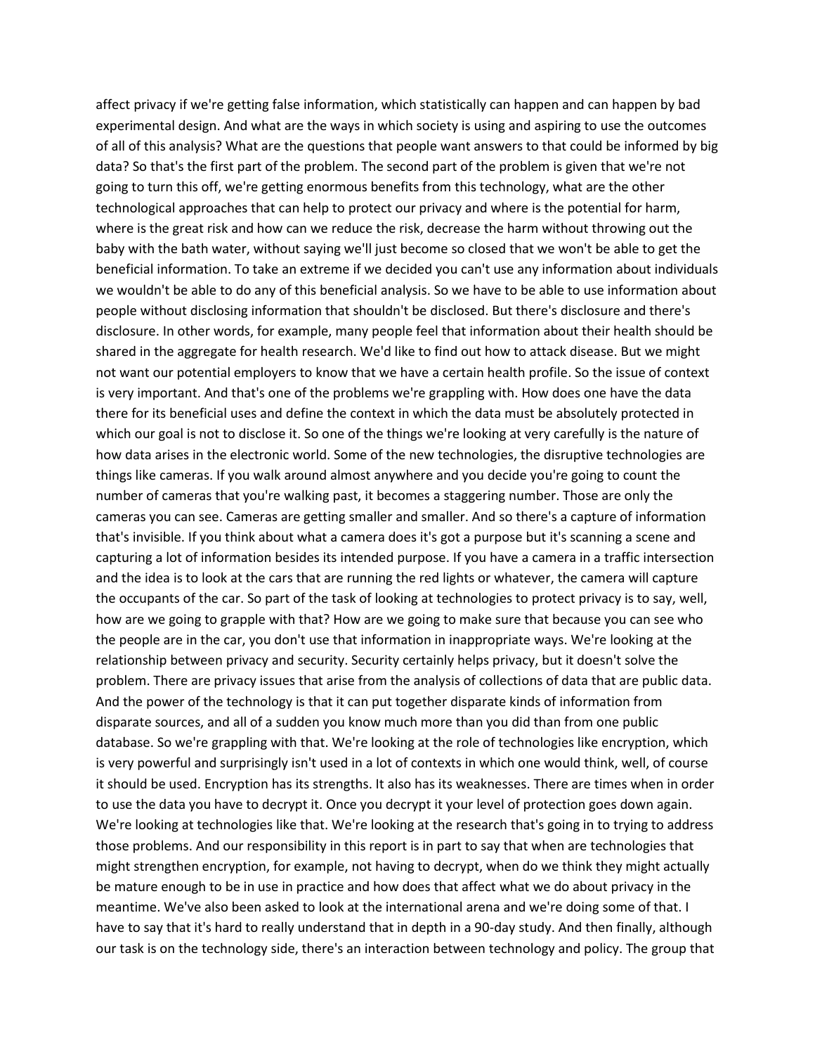affect privacy if we're getting false information, which statistically can happen and can happen by bad experimental design. And what are the ways in which society is using and aspiring to use the outcomes of all of this analysis? What are the questions that people want answers to that could be informed by big data? So that's the first part of the problem. The second part of the problem is given that we're not going to turn this off, we're getting enormous benefits from this technology, what are the other technological approaches that can help to protect our privacy and where is the potential for harm, where is the great risk and how can we reduce the risk, decrease the harm without throwing out the baby with the bath water, without saying we'll just become so closed that we won't be able to get the beneficial information. To take an extreme if we decided you can't use any information about individuals we wouldn't be able to do any of this beneficial analysis. So we have to be able to use information about people without disclosing information that shouldn't be disclosed. But there's disclosure and there's disclosure. In other words, for example, many people feel that information about their health should be shared in the aggregate for health research. We'd like to find out how to attack disease. But we might not want our potential employers to know that we have a certain health profile. So the issue of context is very important. And that's one of the problems we're grappling with. How does one have the data there for its beneficial uses and define the context in which the data must be absolutely protected in which our goal is not to disclose it. So one of the things we're looking at very carefully is the nature of how data arises in the electronic world. Some of the new technologies, the disruptive technologies are things like cameras. If you walk around almost anywhere and you decide you're going to count the number of cameras that you're walking past, it becomes a staggering number. Those are only the cameras you can see. Cameras are getting smaller and smaller. And so there's a capture of information that's invisible. If you think about what a camera does it's got a purpose but it's scanning a scene and capturing a lot of information besides its intended purpose. If you have a camera in a traffic intersection and the idea is to look at the cars that are running the red lights or whatever, the camera will capture the occupants of the car. So part of the task of looking at technologies to protect privacy is to say, well, how are we going to grapple with that? How are we going to make sure that because you can see who the people are in the car, you don't use that information in inappropriate ways. We're looking at the relationship between privacy and security. Security certainly helps privacy, but it doesn't solve the problem. There are privacy issues that arise from the analysis of collections of data that are public data. And the power of the technology is that it can put together disparate kinds of information from disparate sources, and all of a sudden you know much more than you did than from one public database. So we're grappling with that. We're looking at the role of technologies like encryption, which is very powerful and surprisingly isn't used in a lot of contexts in which one would think, well, of course it should be used. Encryption has its strengths. It also has its weaknesses. There are times when in order to use the data you have to decrypt it. Once you decrypt it your level of protection goes down again. We're looking at technologies like that. We're looking at the research that's going in to trying to address those problems. And our responsibility in this report is in part to say that when are technologies that might strengthen encryption, for example, not having to decrypt, when do we think they might actually be mature enough to be in use in practice and how does that affect what we do about privacy in the meantime. We've also been asked to look at the international arena and we're doing some of that. I have to say that it's hard to really understand that in depth in a 90-day study. And then finally, although our task is on the technology side, there's an interaction between technology and policy. The group that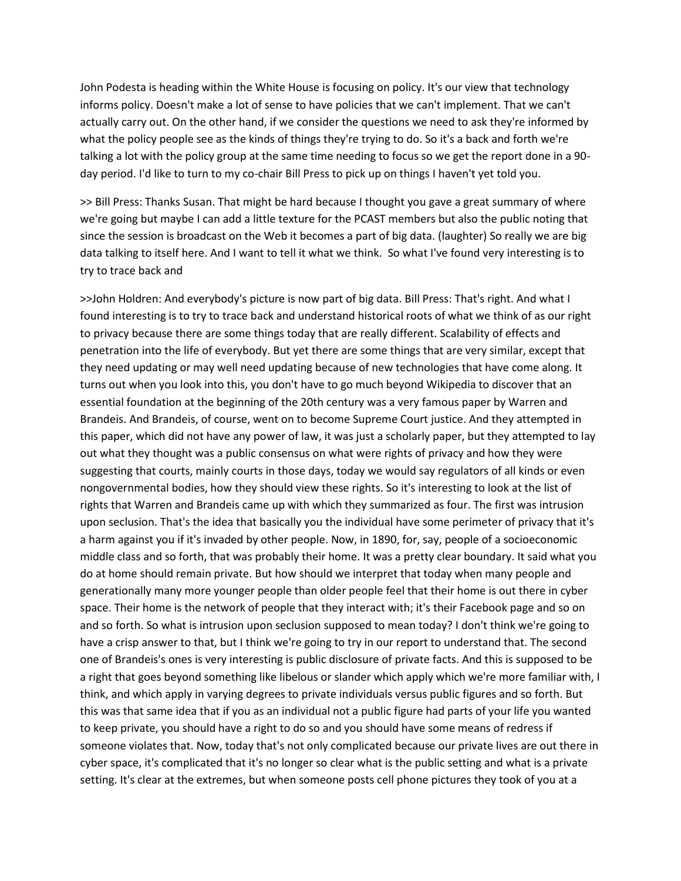John Podesta is heading within the White House is focusing on policy. It's our view that technology informs policy. Doesn't make a lot of sense to have policies that we can't implement. That we can't actually carry out. On the other hand, if we consider the questions we need to ask they're informed by what the policy people see as the kinds of things they're trying to do. So it's a back and forth we're talking a lot with the policy group at the same time needing to focus so we get the report done in a 90-day period. I'd like to turn to my co-chair Bill Press to pick up on things I haven't yet told you.

>> Bill Press: Thanks Susan. That might be hard because I thought you gave a great summary of where we're going but maybe I can add a little texture for the PCAST members but also the public noting that since the session is broadcast on the Web it becomes a part of big data. (laughter) So really we are big data talking to itself here. And I want to tell it what we think. So what I've found very interesting is to try to trace back and

>>John Holdren: And everybody's picture is now part of big data. Bill Press: That's right. And what I found interesting is to try to trace back and understand historical roots of what we think of as our right to privacy because there are some things today that are really different. Scalability of effects and penetration into the life of everybody. But yet there are some things that are very similar, except that they need updating or may well need updating because of new technologies that have come along. It turns out when you look into this, you don't have to go much beyond Wikipedia to discover that an essential foundation at the beginning of the 20th century was a very famous paper by Warren and Brandeis. And Brandeis, of course, went on to become Supreme Court justice. And they attempted in this paper, which did not have any power of law, it was just a scholarly paper, but they attempted to lay out what they thought was a public consensus on what were rights of privacy and how they were suggesting that courts, mainly courts in those days, today we would say regulators of all kinds or even nongovernmental bodies, how they should view these rights. So it's interesting to look at the list of rights that Warren and Brandeis came up with which they summarized as four. The first was intrusion upon seclusion. That's the idea that basically you the individual have some perimeter of privacy that it's a harm against you if it's invaded by other people. Now, in 1890, for, say, people of a socioeconomic middle class and so forth, that was probably their home. It was a pretty clear boundary. It said what you do at home should remain private. But how should we interpret that today when many people and generationally many more younger people than older people feel that their home is out there in cyber space. Their home is the network of people that they interact with; it's their Facebook page and so on and so forth. So what is intrusion upon seclusion supposed to mean today? I don't think we're going to have a crisp answer to that, but I think we're going to try in our report to understand that. The second one of Brandeis's ones is very interesting is public disclosure of private facts. And this is supposed to be a right that goes beyond something like libelous or slander which apply which we're more familiar with, I think, and which apply in varying degrees to private individuals versus public figures and so forth. But this was that same idea that if you as an individual not a public figure had parts of your life you wanted to keep private, you should have a right to do so and you should have some means of redress if someone violates that. Now, today that's not only complicated because our private lives are out there in cyber space, it's complicated that it's no longer so clear what is the public setting and what is a private setting. It's clear at the extremes, but when someone posts cell phone pictures they took of you at a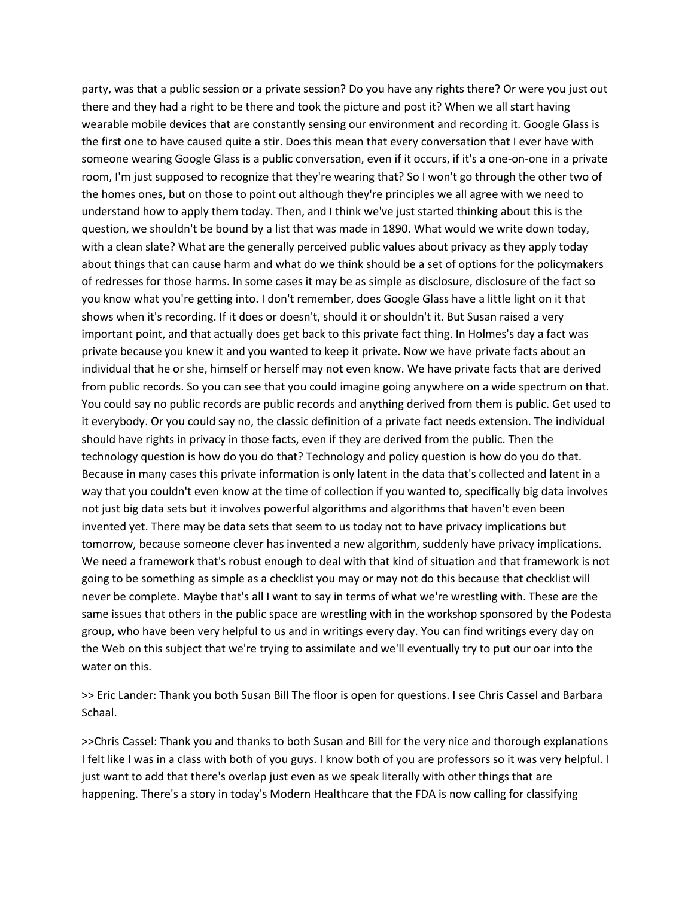party, was that a public session or a private session? Do you have any rights there? Or were you just out there and they had a right to be there and took the picture and post it? When we all start having wearable mobile devices that are constantly sensing our environment and recording it. Google Glass is the first one to have caused quite a stir. Does this mean that every conversation that I ever have with someone wearing Google Glass is a public conversation, even if it occurs, if it's a one-on-one in a private room, I'm just supposed to recognize that they're wearing that? So I won't go through the other two of the homes ones, but on those to point out although they're principles we all agree with we need to understand how to apply them today. Then, and I think we've just started thinking about this is the question, we shouldn't be bound by a list that was made in 1890. What would we write down today, with a clean slate? What are the generally perceived public values about privacy as they apply today about things that can cause harm and what do we think should be a set of options for the policymakers of redresses for those harms. In some cases it may be as simple as disclosure, disclosure of the fact so you know what you're getting into. I don't remember, does Google Glass have a little light on it that shows when it's recording. If it does or doesn't, should it or shouldn't it. But Susan raised a very important point, and that actually does get back to this private fact thing. In Holmes's day a fact was private because you knew it and you wanted to keep it private. Now we have private facts about an individual that he or she, himself or herself may not even know. We have private facts that are derived from public records. So you can see that you could imagine going anywhere on a wide spectrum on that. You could say no public records are public records and anything derived from them is public. Get used to it everybody. Or you could say no, the classic definition of a private fact needs extension. The individual should have rights in privacy in those facts, even if they are derived from the public. Then the technology question is how do you do that? Technology and policy question is how do you do that. Because in many cases this private information is only latent in the data that's collected and latent in a way that you couldn't even know at the time of collection if you wanted to, specifically big data involves not just big data sets but it involves powerful algorithms and algorithms that haven't even been invented yet. There may be data sets that seem to us today not to have privacy implications but tomorrow, because someone clever has invented a new algorithm, suddenly have privacy implications. We need a framework that's robust enough to deal with that kind of situation and that framework is not going to be something as simple as a checklist you may or may not do this because that checklist will never be complete. Maybe that's all I want to say in terms of what we're wrestling with. These are the same issues that others in the public space are wrestling with in the workshop sponsored by the Podesta group, who have been very helpful to us and in writings every day. You can find writings every day on the Web on this subject that we're trying to assimilate and we'll eventually try to put our oar into the water on this.

>> Eric Lander: Thank you both Susan Bill The floor is open for questions. I see Chris Cassel and Barbara Schaal.

>>Chris Cassel: Thank you and thanks to both Susan and Bill for the very nice and thorough explanations I felt like I was in a class with both of you guys. I know both of you are professors so it was very helpful. I just want to add that there's overlap just even as we speak literally with other things that are happening. There's a story in today's Modern Healthcare that the FDA is now calling for classifying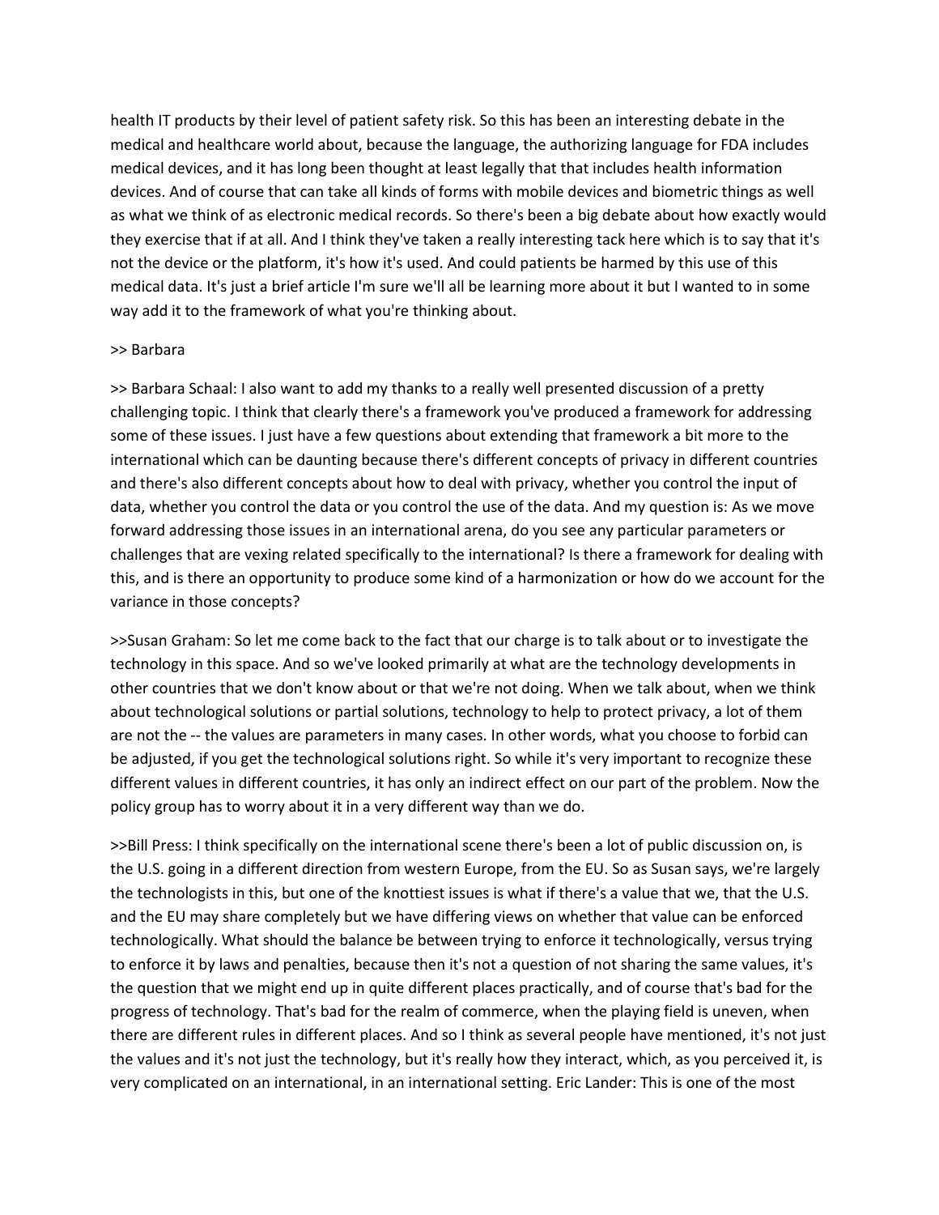health IT products by their level of patient safety risk. So this has been an interesting debate in the medical and healthcare world about, because the language, the authorizing language for FDA includes medical devices, and it has long been thought at least legally that that includes health information devices. And of course that can take all kinds of forms with mobile devices and biometric things as well as what we think of as electronic medical records. So there's been a big debate about how exactly would they exercise that if at all. And I think they've taken a really interesting tack here which is to say that it's not the device or the platform, it's how it's used. And could patients be harmed by this use of this medical data. It's just a brief article I'm sure we'll all be learning more about it but I wanted to in some way add it to the framework of what you're thinking about.

>> Barbara

>> Barbara Schaal: I also want to add my thanks to a really well presented discussion of a pretty challenging topic. I think that clearly there's a framework you've produced a framework for addressing some of these issues. I just have a few questions about extending that framework a bit more to the international which can be daunting because there's different concepts of privacy in different countries and there's also different concepts about how to deal with privacy, whether you control the input of data, whether you control the data or you control the use of the data. And my question is: As we move forward addressing those issues in an international arena, do you see any particular parameters or challenges that are vexing related specifically to the international? Is there a framework for dealing with this, and is there an opportunity to produce some kind of a harmonization or how do we account for the variance in those concepts?

>>Susan Graham: So let me come back to the fact that our charge is to talk about or to investigate the technology in this space. And so we've looked primarily at what are the technology developments in other countries that we don't know about or that we're not doing. When we talk about, when we think about technological solutions or partial solutions, technology to help to protect privacy, a lot of them are not the -- the values are parameters in many cases. In other words, what you choose to forbid can be adjusted, if you get the technological solutions right. So while it's very important to recognize these different values in different countries, it has only an indirect effect on our part of the problem. Now the policy group has to worry about it in a very different way than we do.

>>Bill Press: I think specifically on the international scene there's been a lot of public discussion on, is the U.S. going in a different direction from western Europe, from the EU. So as Susan says, we're largely the technologists in this, but one of the knottiest issues is what if there's a value that we, that the U.S. and the EU may share completely but we have differing views on whether that value can be enforced technologically. What should the balance be between trying to enforce it technologically, versus trying to enforce it by laws and penalties, because then it's not a question of not sharing the same values, it's the question that we might end up in quite different places practically, and of course that's bad for the progress of technology. That's bad for the realm of commerce, when the playing field is uneven, when there are different rules in different places. And so I think as several people have mentioned, it's not just the values and it's not just the technology, but it's really how they interact, which, as you perceived it, is very complicated on an international, in an international setting. Eric Lander: This is one of the most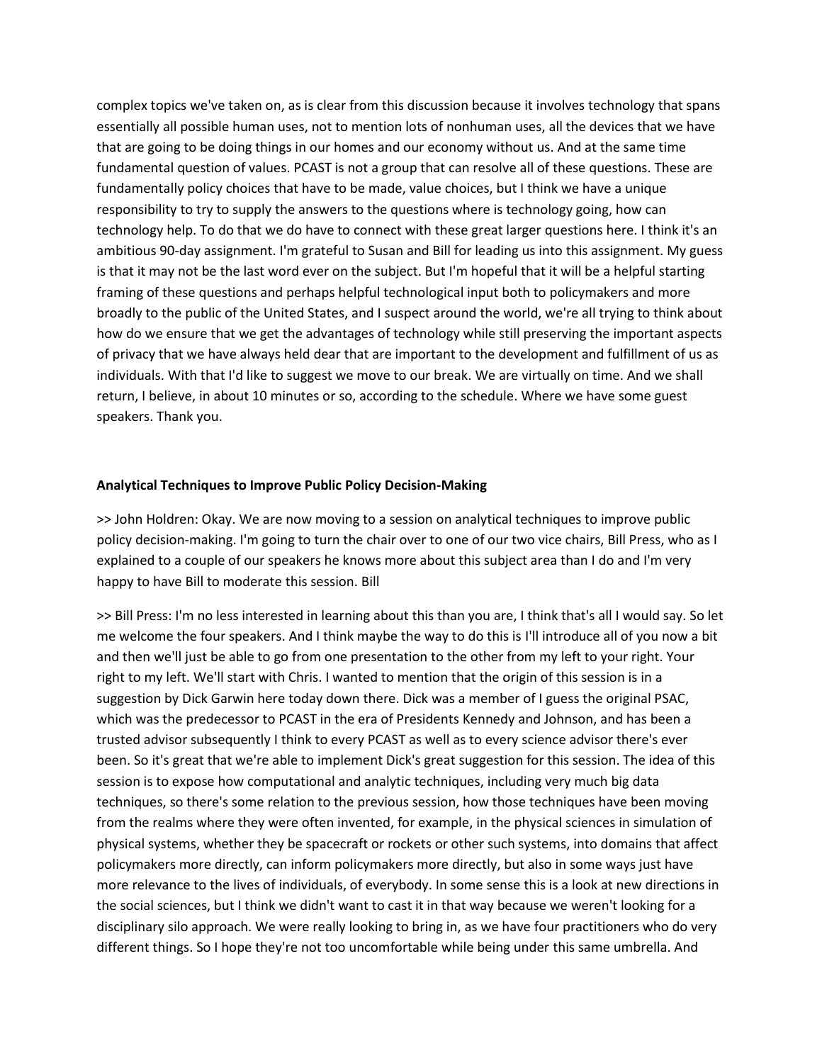complex topics we've taken on, as is clear from this discussion because it involves technology that spans essentially all possible human uses, not to mention lots of nonhuman uses, all the devices that we have that are going to be doing things in our homes and our economy without us. And at the same time fundamental question of values. PCAST is not a group that can resolve all of these questions. These are fundamentally policy choices that have to be made, value choices, but I think we have a unique responsibility to try to supply the answers to the questions where is technology going, how can technology help. To do that we do have to connect with these great larger questions here. I think it's an ambitious 90-day assignment. I'm grateful to Susan and Bill for leading us into this assignment. My guess is that it may not be the last word ever on the subject. But I'm hopeful that it will be a helpful starting framing of these questions and perhaps helpful technological input both to policymakers and more broadly to the public of the United States, and I suspect around the world, we're all trying to think about how do we ensure that we get the advantages of technology while still preserving the important aspects of privacy that we have always held dear that are important to the development and fulfillment of us as individuals. With that I'd like to suggest we move to our break. We are virtually on time. And we shall return, I believe, in about 10 minutes or so, according to the schedule. Where we have some guest speakers. Thank you.

**Analytical Techniques to Improve Public Policy Decision-Making**

>> John Holdren: Okay. We are now moving to a session on analytical techniques to improve public policy decision-making. I'm going to turn the chair over to one of our two vice chairs, Bill Press, who as I explained to a couple of our speakers he knows more about this subject area than I do and I'm very happy to have Bill to moderate this session. Bill

>> Bill Press: I'm no less interested in learning about this than you are, I think that's all I would say. So let me welcome the four speakers. And I think maybe the way to do this is I'll introduce all of you now a bit and then we'll just be able to go from one presentation to the other from my left to your right. Your right to my left. We'll start with Chris. I wanted to mention that the origin of this session is in a suggestion by Dick Garwin here today down there. Dick was a member of I guess the original PSAC, which was the predecessor to PCAST in the era of Presidents Kennedy and Johnson, and has been a trusted advisor subsequently I think to every PCAST as well as to every science advisor there's ever been. So it's great that we're able to implement Dick's great suggestion for this session. The idea of this session is to expose how computational and analytic techniques, including very much big data techniques, so there's some relation to the previous session, how those techniques have been moving from the realms where they were often invented, for example, in the physical sciences in simulation of physical systems, whether they be spacecraft or rockets or other such systems, into domains that affect policymakers more directly, can inform policymakers more directly, but also in some ways just have more relevance to the lives of individuals, of everybody. In some sense this is a look at new directions in the social sciences, but I think we didn't want to cast it in that way because we weren't looking for a disciplinary silo approach. We were really looking to bring in, as we have four practitioners who do very different things. So I hope they're not too uncomfortable while being under this same umbrella. And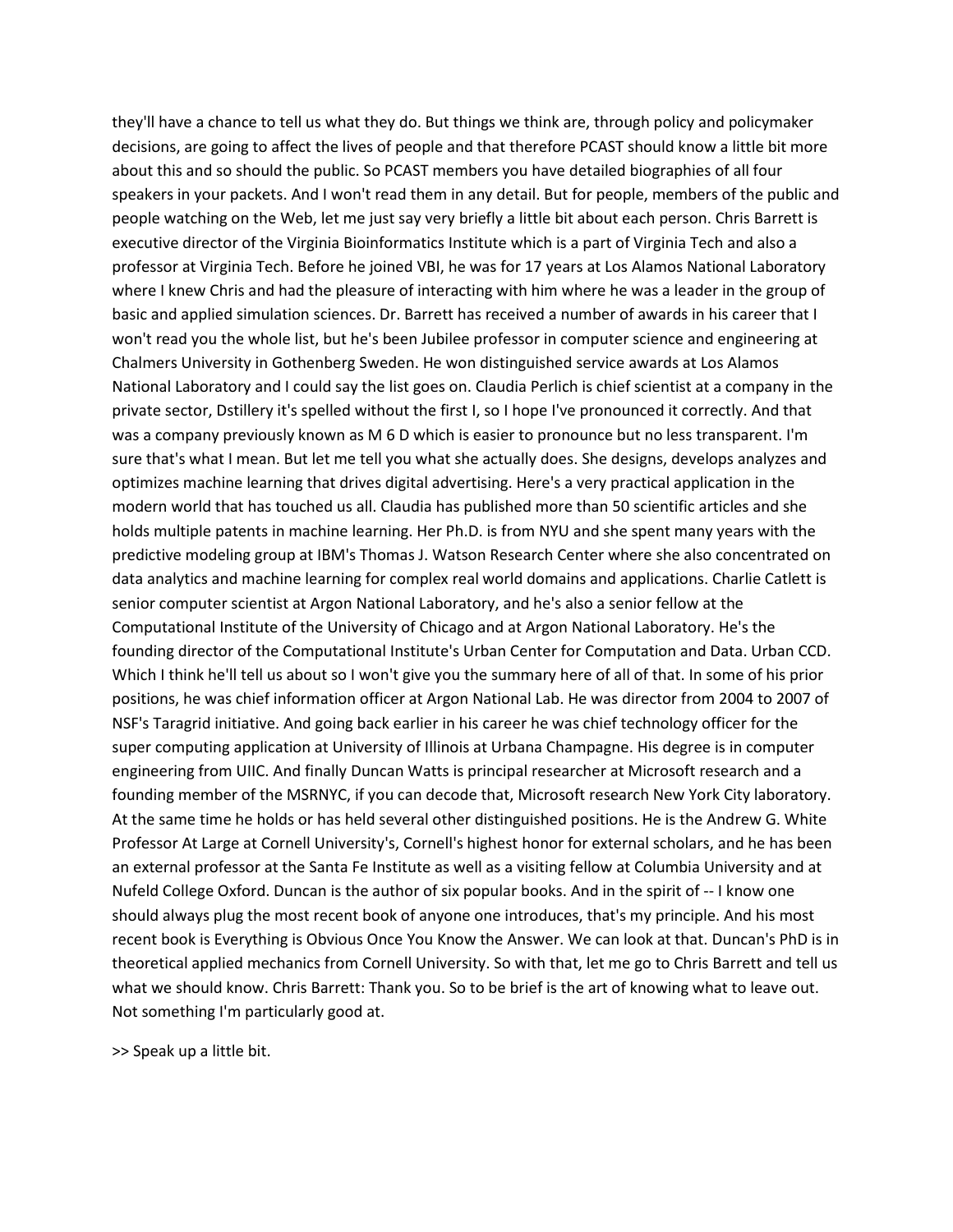they'll have a chance to tell us what they do. But things we think are, through policy and policymaker decisions, are going to affect the lives of people and that therefore PCAST should know a little bit more about this and so should the public. So PCAST members you have detailed biographies of all four speakers in your packets. And I won't read them in any detail. But for people, members of the public and people watching on the Web, let me just say very briefly a little bit about each person. Chris Barrett is executive director of the Virginia Bioinformatics Institute which is a part of Virginia Tech and also a professor at Virginia Tech. Before he joined VBI, he was for 17 years at Los Alamos National Laboratory where I knew Chris and had the pleasure of interacting with him where he was a leader in the group of basic and applied simulation sciences. Dr. Barrett has received a number of awards in his career that I won't read you the whole list, but he's been Jubilee professor in computer science and engineering at Chalmers University in Gothenberg Sweden. He won distinguished service awards at Los Alamos National Laboratory and I could say the list goes on. Claudia Perlich is chief scientist at a company in the private sector, Dstillery it's spelled without the first I, so I hope I've pronounced it correctly. And that was a company previously known as M 6 D which is easier to pronounce but no less transparent. I'm sure that's what I mean. But let me tell you what she actually does. She designs, develops analyzes and optimizes machine learning that drives digital advertising. Here's a very practical application in the modern world that has touched us all. Claudia has published more than 50 scientific articles and she holds multiple patents in machine learning. Her Ph.D. is from NYU and she spent many years with the predictive modeling group at IBM's Thomas J. Watson Research Center where she also concentrated on data analytics and machine learning for complex real world domains and applications. Charlie Catlett is senior computer scientist at Argon National Laboratory, and he's also a senior fellow at the Computational Institute of the University of Chicago and at Argon National Laboratory. He's the founding director of the Computational Institute's Urban Center for Computation and Data. Urban CCD. Which I think he'll tell us about so I won't give you the summary here of all of that. In some of his prior positions, he was chief information officer at Argon National Lab. He was director from 2004 to 2007 of NSF's Taragrid initiative. And going back earlier in his career he was chief technology officer for the super computing application at University of Illinois at Urbana Champagne. His degree is in computer engineering from UIIC. And finally Duncan Watts is principal researcher at Microsoft research and a founding member of the MSRNYC, if you can decode that, Microsoft research New York City laboratory. At the same time he holds or has held several other distinguished positions. He is the Andrew G. White Professor At Large at Cornell University's, Cornell's highest honor for external scholars, and he has been an external professor at the Santa Fe Institute as well as a visiting fellow at Columbia University and at Nufeld College Oxford. Duncan is the author of six popular books. And in the spirit of -- I know one should always plug the most recent book of anyone one introduces, that's my principle. And his most recent book is Everything is Obvious Once You Know the Answer. We can look at that. Duncan's PhD is in theoretical applied mechanics from Cornell University. So with that, let me go to Chris Barrett and tell us what we should know. Chris Barrett: Thank you. So to be brief is the art of knowing what to leave out. Not something I'm particularly good at.

>> Speak up a little bit.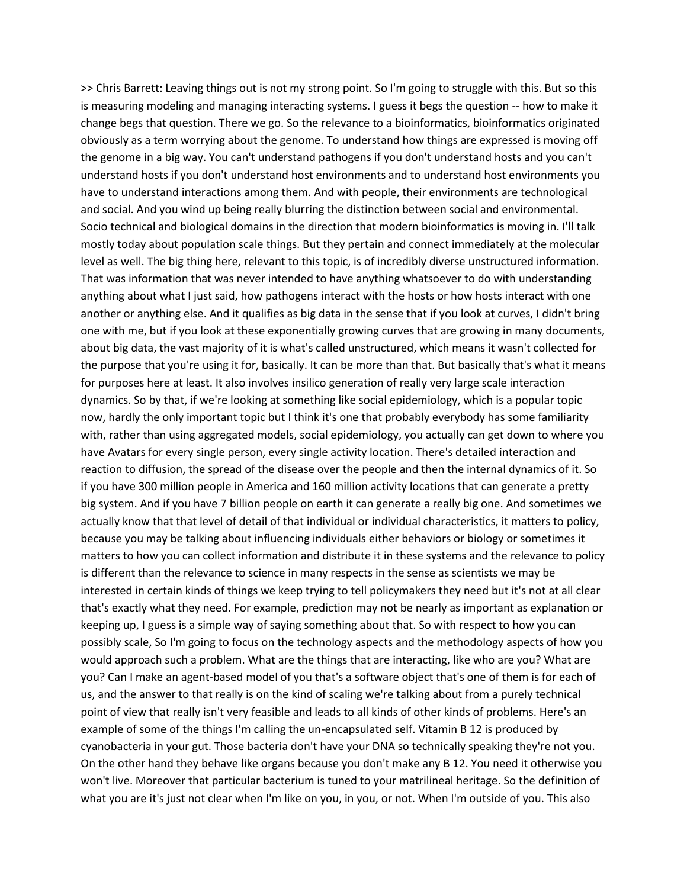>> Chris Barrett: Leaving things out is not my strong point. So I'm going to struggle with this. But so this is measuring modeling and managing interacting systems. I guess it begs the question -- how to make it change begs that question. There we go. So the relevance to a bioinformatics, bioinformatics originated obviously as a term worrying about the genome. To understand how things are expressed is moving off the genome in a big way. You can't understand pathogens if you don't understand hosts and you can't understand hosts if you don't understand host environments and to understand host environments you have to understand interactions among them. And with people, their environments are technological and social. And you wind up being really blurring the distinction between social and environmental. Socio technical and biological domains in the direction that modern bioinformatics is moving in. I'll talk mostly today about population scale things. But they pertain and connect immediately at the molecular level as well. The big thing here, relevant to this topic, is of incredibly diverse unstructured information. That was information that was never intended to have anything whatsoever to do with understanding anything about what I just said, how pathogens interact with the hosts or how hosts interact with one another or anything else. And it qualifies as big data in the sense that if you look at curves, I didn't bring one with me, but if you look at these exponentially growing curves that are growing in many documents, about big data, the vast majority of it is what's called unstructured, which means it wasn't collected for the purpose that you're using it for, basically. It can be more than that. But basically that's what it means for purposes here at least. It also involves insilico generation of really very large scale interaction dynamics. So by that, if we're looking at something like social epidemiology, which is a popular topic now, hardly the only important topic but I think it's one that probably everybody has some familiarity with, rather than using aggregated models, social epidemiology, you actually can get down to where you have Avatars for every single person, every single activity location. There's detailed interaction and reaction to diffusion, the spread of the disease over the people and then the internal dynamics of it. So if you have 300 million people in America and 160 million activity locations that can generate a pretty big system. And if you have 7 billion people on earth it can generate a really big one. And sometimes we actually know that that level of detail of that individual or individual characteristics, it matters to policy, because you may be talking about influencing individuals either behaviors or biology or sometimes it matters to how you can collect information and distribute it in these systems and the relevance to policy is different than the relevance to science in many respects in the sense as scientists we may be interested in certain kinds of things we keep trying to tell policymakers they need but it's not at all clear that's exactly what they need. For example, prediction may not be nearly as important as explanation or keeping up, I guess is a simple way of saying something about that. So with respect to how you can possibly scale, So I'm going to focus on the technology aspects and the methodology aspects of how you would approach such a problem. What are the things that are interacting, like who are you? What are you? Can I make an agent-based model of you that's a software object that's one of them is for each of us, and the answer to that really is on the kind of scaling we're talking about from a purely technical point of view that really isn't very feasible and leads to all kinds of other kinds of problems. Here's an example of some of the things I'm calling the un-encapsulated self. Vitamin B 12 is produced by cyanobacteria in your gut. Those bacteria don't have your DNA so technically speaking they're not you. On the other hand they behave like organs because you don't make any B 12. You need it otherwise you won't live. Moreover that particular bacterium is tuned to your matrilineal heritage. So the definition of what you are it's just not clear when I'm like on you, in you, or not. When I'm outside of you. This also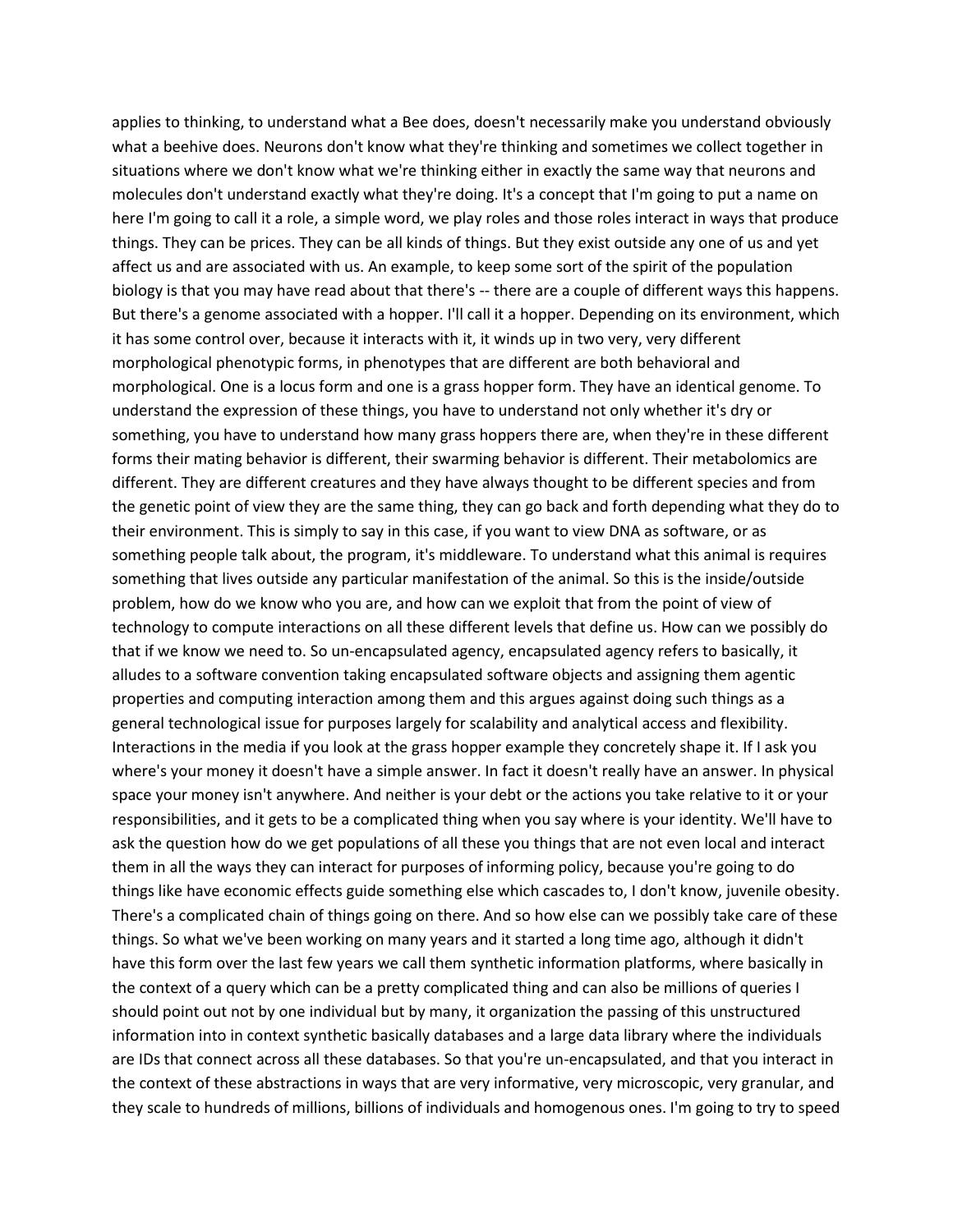applies to thinking, to understand what a Bee does, doesn't necessarily make you understand obviously what a beehive does. Neurons don't know what they're thinking and sometimes we collect together in situations where we don't know what we're thinking either in exactly the same way that neurons and molecules don't understand exactly what they're doing. It's a concept that I'm going to put a name on here I'm going to call it a role, a simple word, we play roles and those roles interact in ways that produce things. They can be prices. They can be all kinds of things. But they exist outside any one of us and yet affect us and are associated with us. An example, to keep some sort of the spirit of the population biology is that you may have read about that there's -- there are a couple of different ways this happens. But there's a genome associated with a hopper. I'll call it a hopper. Depending on its environment, which it has some control over, because it interacts with it, it winds up in two very, very different morphological phenotypic forms, in phenotypes that are different are both behavioral and morphological. One is a locus form and one is a grass hopper form. They have an identical genome. To understand the expression of these things, you have to understand not only whether it's dry or something, you have to understand how many grass hoppers there are, when they're in these different forms their mating behavior is different, their swarming behavior is different. Their metabolomics are different. They are different creatures and they have always thought to be different species and from the genetic point of view they are the same thing, they can go back and forth depending what they do to their environment. This is simply to say in this case, if you want to view DNA as software, or as something people talk about, the program, it's middleware. To understand what this animal is requires something that lives outside any particular manifestation of the animal. So this is the inside/outside problem, how do we know who you are, and how can we exploit that from the point of view of technology to compute interactions on all these different levels that define us. How can we possibly do that if we know we need to. So un-encapsulated agency, encapsulated agency refers to basically, it alludes to a software convention taking encapsulated software objects and assigning them agentic properties and computing interaction among them and this argues against doing such things as a general technological issue for purposes largely for scalability and analytical access and flexibility. Interactions in the media if you look at the grass hopper example they concretely shape it. If I ask you where's your money it doesn't have a simple answer. In fact it doesn't really have an answer. In physical space your money isn't anywhere. And neither is your debt or the actions you take relative to it or your responsibilities, and it gets to be a complicated thing when you say where is your identity. We'll have to ask the question how do we get populations of all these you things that are not even local and interact them in all the ways they can interact for purposes of informing policy, because you're going to do things like have economic effects guide something else which cascades to, I don't know, juvenile obesity. There's a complicated chain of things going on there. And so how else can we possibly take care of these things. So what we've been working on many years and it started a long time ago, although it didn't have this form over the last few years we call them synthetic information platforms, where basically in the context of a query which can be a pretty complicated thing and can also be millions of queries I should point out not by one individual but by many, it organization the passing of this unstructured information into in context synthetic basically databases and a large data library where the individuals are IDs that connect across all these databases. So that you're un-encapsulated, and that you interact in the context of these abstractions in ways that are very informative, very microscopic, very granular, and they scale to hundreds of millions, billions of individuals and homogenous ones. I'm going to try to speed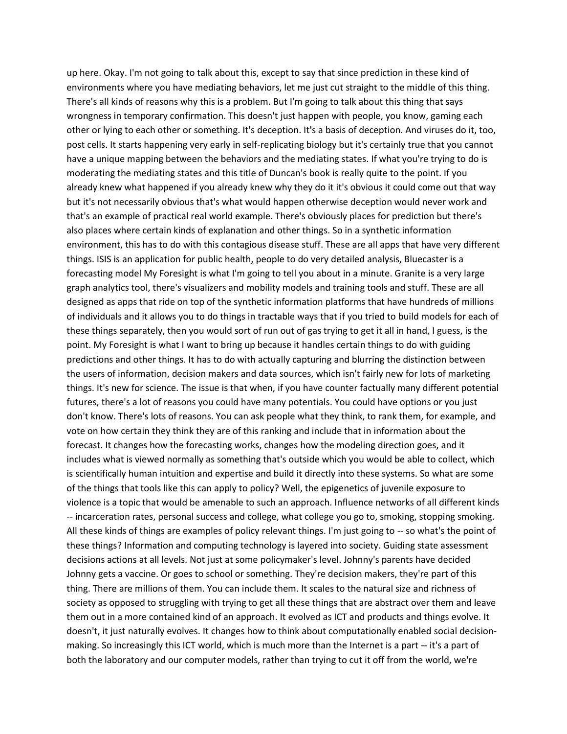up here. Okay. I'm not going to talk about this, except to say that since prediction in these kind of environments where you have mediating behaviors, let me just cut straight to the middle of this thing. There's all kinds of reasons why this is a problem. But I'm going to talk about this thing that says wrongness in temporary confirmation. This doesn't just happen with people, you know, gaming each other or lying to each other or something. It's deception. It's a basis of deception. And viruses do it, too, post cells. It starts happening very early in self-replicating biology but it's certainly true that you cannot have a unique mapping between the behaviors and the mediating states. If what you're trying to do is moderating the mediating states and this title of Duncan's book is really quite to the point. If you already knew what happened if you already knew why they do it it's obvious it could come out that way but it's not necessarily obvious that's what would happen otherwise deception would never work and that's an example of practical real world example. There's obviously places for prediction but there's also places where certain kinds of explanation and other things. So in a synthetic information environment, this has to do with this contagious disease stuff. These are all apps that have very different things. ISIS is an application for public health, people to do very detailed analysis, Bluecaster is a forecasting model My Foresight is what I'm going to tell you about in a minute. Granite is a very large graph analytics tool, there's visualizers and mobility models and training tools and stuff. These are all designed as apps that ride on top of the synthetic information platforms that have hundreds of millions of individuals and it allows you to do things in tractable ways that if you tried to build models for each of these things separately, then you would sort of run out of gas trying to get it all in hand, I guess, is the point. My Foresight is what I want to bring up because it handles certain things to do with guiding predictions and other things. It has to do with actually capturing and blurring the distinction between the users of information, decision makers and data sources, which isn't fairly new for lots of marketing things. It's new for science. The issue is that when, if you have counter factually many different potential futures, there's a lot of reasons you could have many potentials. You could have options or you just don't know. There's lots of reasons. You can ask people what they think, to rank them, for example, and vote on how certain they think they are of this ranking and include that in information about the forecast. It changes how the forecasting works, changes how the modeling direction goes, and it includes what is viewed normally as something that's outside which you would be able to collect, which is scientifically human intuition and expertise and build it directly into these systems. So what are some of the things that tools like this can apply to policy? Well, the epigenetics of juvenile exposure to violence is a topic that would be amenable to such an approach. Influence networks of all different kinds -- incarceration rates, personal success and college, what college you go to, smoking, stopping smoking. All these kinds of things are examples of policy relevant things. I'm just going to -- so what's the point of these things? Information and computing technology is layered into society. Guiding state assessment decisions actions at all levels. Not just at some policymaker's level. Johnny's parents have decided Johnny gets a vaccine. Or goes to school or something. They're decision makers, they're part of this thing. There are millions of them. You can include them. It scales to the natural size and richness of society as opposed to struggling with trying to get all these things that are abstract over them and leave them out in a more contained kind of an approach. It evolved as ICT and products and things evolve. It doesn't, it just naturally evolves. It changes how to think about computationally enabled social decision-making. So increasingly this ICT world, which is much more than the Internet is a part -- it's a part of both the laboratory and our computer models, rather than trying to cut it off from the world, we're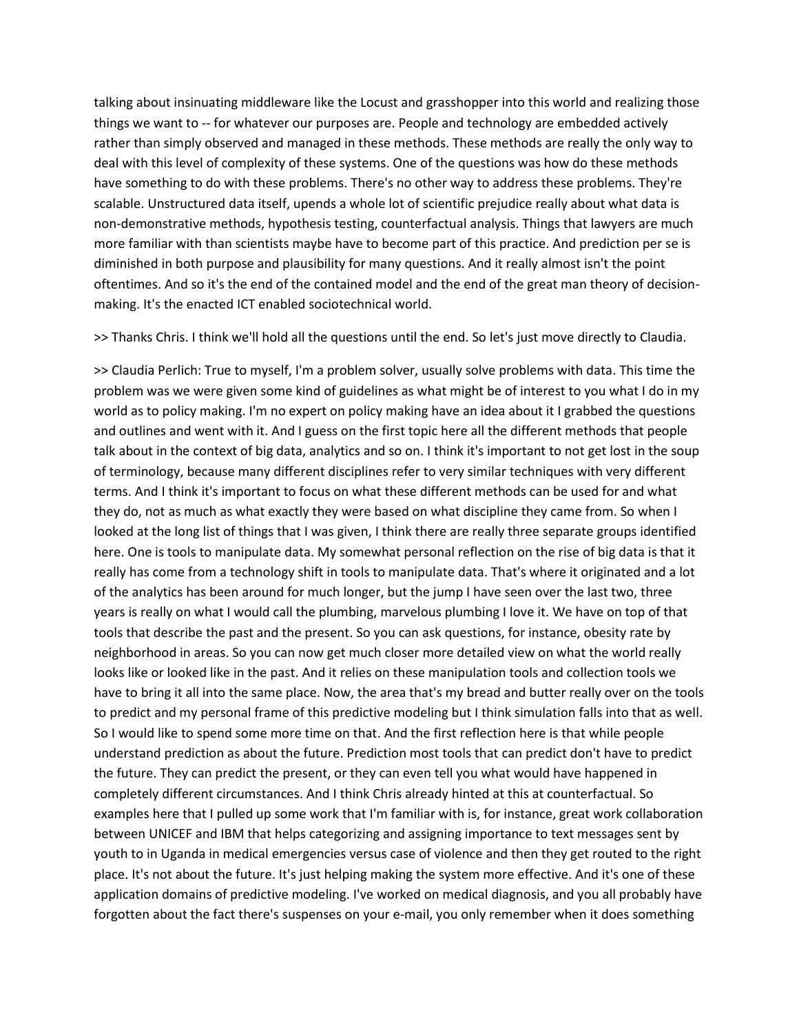talking about insinuating middleware like the Locust and grasshopper into this world and realizing those things we want to -- for whatever our purposes are. People and technology are embedded actively rather than simply observed and managed in these methods. These methods are really the only way to deal with this level of complexity of these systems. One of the questions was how do these methods have something to do with these problems. There's no other way to address these problems. They're scalable. Unstructured data itself, upends a whole lot of scientific prejudice really about what data is non-demonstrative methods, hypothesis testing, counterfactual analysis. Things that lawyers are much more familiar with than scientists maybe have to become part of this practice. And prediction per se is diminished in both purpose and plausibility for many questions. And it really almost isn't the point oftentimes. And so it's the end of the contained model and the end of the great man theory of decision-making. It's the enacted ICT enabled sociotechnical world.

>> Thanks Chris. I think we'll hold all the questions until the end. So let's just move directly to Claudia.

>> Claudia Perlich: True to myself, I'm a problem solver, usually solve problems with data. This time the problem was we were given some kind of guidelines as what might be of interest to you what I do in my world as to policy making. I'm no expert on policy making have an idea about it I grabbed the questions and outlines and went with it. And I guess on the first topic here all the different methods that people talk about in the context of big data, analytics and so on. I think it's important to not get lost in the soup of terminology, because many different disciplines refer to very similar techniques with very different terms. And I think it's important to focus on what these different methods can be used for and what they do, not as much as what exactly they were based on what discipline they came from. So when I looked at the long list of things that I was given, I think there are really three separate groups identified here. One is tools to manipulate data. My somewhat personal reflection on the rise of big data is that it really has come from a technology shift in tools to manipulate data. That's where it originated and a lot of the analytics has been around for much longer, but the jump I have seen over the last two, three years is really on what I would call the plumbing, marvelous plumbing I love it. We have on top of that tools that describe the past and the present. So you can ask questions, for instance, obesity rate by neighborhood in areas. So you can now get much closer more detailed view on what the world really looks like or looked like in the past. And it relies on these manipulation tools and collection tools we have to bring it all into the same place. Now, the area that's my bread and butter really over on the tools to predict and my personal frame of this predictive modeling but I think simulation falls into that as well. So I would like to spend some more time on that. And the first reflection here is that while people understand prediction as about the future. Prediction most tools that can predict don't have to predict the future. They can predict the present, or they can even tell you what would have happened in completely different circumstances. And I think Chris already hinted at this at counterfactual. So examples here that I pulled up some work that I'm familiar with is, for instance, great work collaboration between UNICEF and IBM that helps categorizing and assigning importance to text messages sent by youth to in Uganda in medical emergencies versus case of violence and then they get routed to the right place. It's not about the future. It's just helping making the system more effective. And it's one of these application domains of predictive modeling. I've worked on medical diagnosis, and you all probably have forgotten about the fact there's suspenses on your e-mail, you only remember when it does something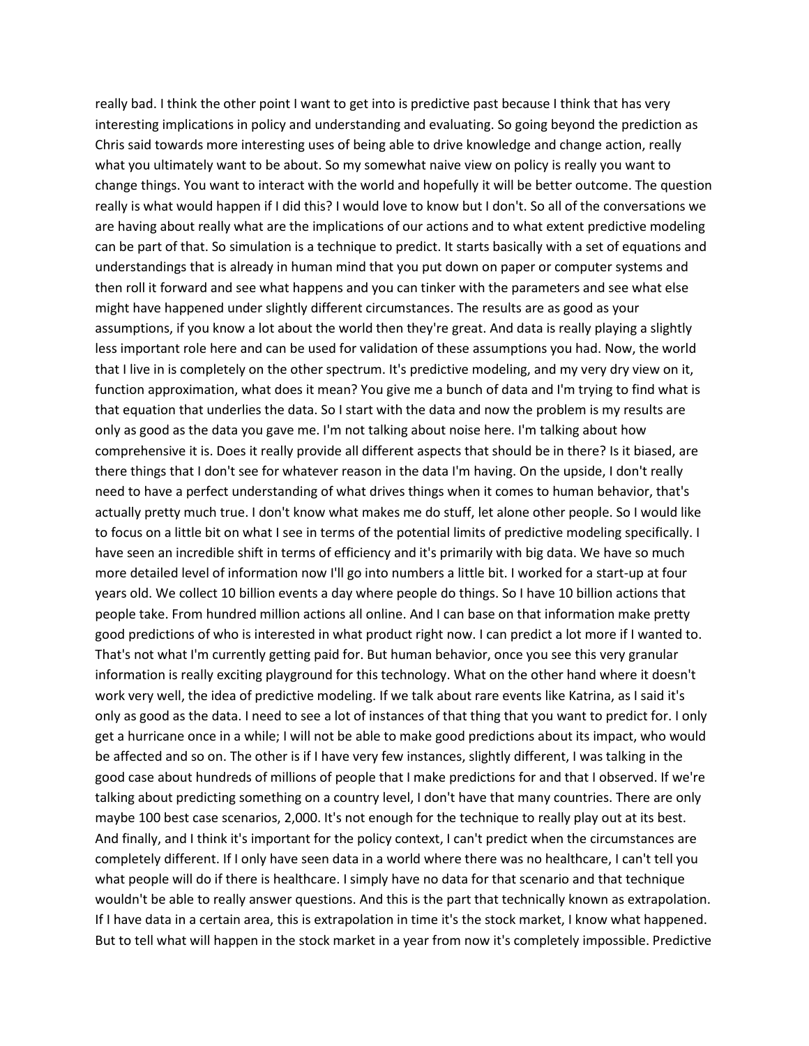really bad. I think the other point I want to get into is predictive past because I think that has very interesting implications in policy and understanding and evaluating. So going beyond the prediction as Chris said towards more interesting uses of being able to drive knowledge and change action, really what you ultimately want to be about. So my somewhat naive view on policy is really you want to change things. You want to interact with the world and hopefully it will be better outcome. The question really is what would happen if I did this? I would love to know but I don't. So all of the conversations we are having about really what are the implications of our actions and to what extent predictive modeling can be part of that. So simulation is a technique to predict. It starts basically with a set of equations and understandings that is already in human mind that you put down on paper or computer systems and then roll it forward and see what happens and you can tinker with the parameters and see what else might have happened under slightly different circumstances. The results are as good as your assumptions, if you know a lot about the world then they're great. And data is really playing a slightly less important role here and can be used for validation of these assumptions you had. Now, the world that I live in is completely on the other spectrum. It's predictive modeling, and my very dry view on it, function approximation, what does it mean? You give me a bunch of data and I'm trying to find what is that equation that underlies the data. So I start with the data and now the problem is my results are only as good as the data you gave me. I'm not talking about noise here. I'm talking about how comprehensive it is. Does it really provide all different aspects that should be in there? Is it biased, are there things that I don't see for whatever reason in the data I'm having. On the upside, I don't really need to have a perfect understanding of what drives things when it comes to human behavior, that's actually pretty much true. I don't know what makes me do stuff, let alone other people. So I would like to focus on a little bit on what I see in terms of the potential limits of predictive modeling specifically. I have seen an incredible shift in terms of efficiency and it's primarily with big data. We have so much more detailed level of information now I'll go into numbers a little bit. I worked for a start-up at four years old. We collect 10 billion events a day where people do things. So I have 10 billion actions that people take. From hundred million actions all online. And I can base on that information make pretty good predictions of who is interested in what product right now. I can predict a lot more if I wanted to. That's not what I'm currently getting paid for. But human behavior, once you see this very granular information is really exciting playground for this technology. What on the other hand where it doesn't work very well, the idea of predictive modeling. If we talk about rare events like Katrina, as I said it's only as good as the data. I need to see a lot of instances of that thing that you want to predict for. I only get a hurricane once in a while; I will not be able to make good predictions about its impact, who would be affected and so on. The other is if I have very few instances, slightly different, I was talking in the good case about hundreds of millions of people that I make predictions for and that I observed. If we're talking about predicting something on a country level, I don't have that many countries. There are only maybe 100 best case scenarios, 2,000. It's not enough for the technique to really play out at its best. And finally, and I think it's important for the policy context, I can't predict when the circumstances are completely different. If I only have seen data in a world where there was no healthcare, I can't tell you what people will do if there is healthcare. I simply have no data for that scenario and that technique wouldn't be able to really answer questions. And this is the part that technically known as extrapolation. If I have data in a certain area, this is extrapolation in time it's the stock market, I know what happened. But to tell what will happen in the stock market in a year from now it's completely impossible. Predictive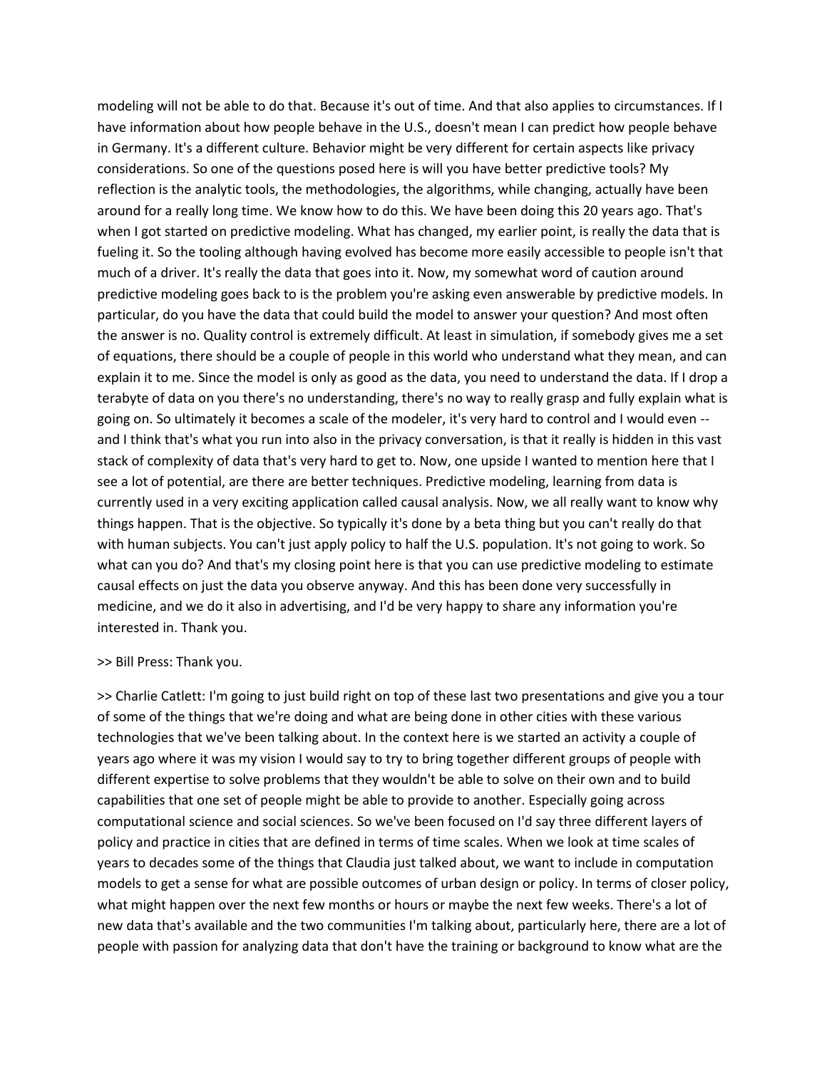modeling will not be able to do that. Because it's out of time. And that also applies to circumstances. If I have information about how people behave in the U.S., doesn't mean I can predict how people behave in Germany. It's a different culture. Behavior might be very different for certain aspects like privacy considerations. So one of the questions posed here is will you have better predictive tools? My reflection is the analytic tools, the methodologies, the algorithms, while changing, actually have been around for a really long time. We know how to do this. We have been doing this 20 years ago. That's when I got started on predictive modeling. What has changed, my earlier point, is really the data that is fueling it. So the tooling although having evolved has become more easily accessible to people isn't that much of a driver. It's really the data that goes into it. Now, my somewhat word of caution around predictive modeling goes back to is the problem you're asking even answerable by predictive models. In particular, do you have the data that could build the model to answer your question? And most often the answer is no. Quality control is extremely difficult. At least in simulation, if somebody gives me a set of equations, there should be a couple of people in this world who understand what they mean, and can explain it to me. Since the model is only as good as the data, you need to understand the data. If I drop a terabyte of data on you there's no understanding, there's no way to really grasp and fully explain what is going on. So ultimately it becomes a scale of the modeler, it's very hard to control and I would even -- and I think that's what you run into also in the privacy conversation, is that it really is hidden in this vast stack of complexity of data that's very hard to get to. Now, one upside I wanted to mention here that I see a lot of potential, are there are better techniques. Predictive modeling, learning from data is currently used in a very exciting application called causal analysis. Now, we all really want to know why things happen. That is the objective. So typically it's done by a beta thing but you can't really do that with human subjects. You can't just apply policy to half the U.S. population. It's not going to work. So what can you do? And that's my closing point here is that you can use predictive modeling to estimate causal effects on just the data you observe anyway. And this has been done very successfully in medicine, and we do it also in advertising, and I'd be very happy to share any information you're interested in. Thank you.

>> Bill Press: Thank you.

>> Charlie Catlett: I'm going to just build right on top of these last two presentations and give you a tour of some of the things that we're doing and what are being done in other cities with these various technologies that we've been talking about. In the context here is we started an activity a couple of years ago where it was my vision I would say to try to bring together different groups of people with different expertise to solve problems that they wouldn't be able to solve on their own and to build capabilities that one set of people might be able to provide to another. Especially going across computational science and social sciences. So we've been focused on I'd say three different layers of policy and practice in cities that are defined in terms of time scales. When we look at time scales of years to decades some of the things that Claudia just talked about, we want to include in computation models to get a sense for what are possible outcomes of urban design or policy. In terms of closer policy, what might happen over the next few months or hours or maybe the next few weeks. There's a lot of new data that's available and the two communities I'm talking about, particularly here, there are a lot of people with passion for analyzing data that don't have the training or background to know what are the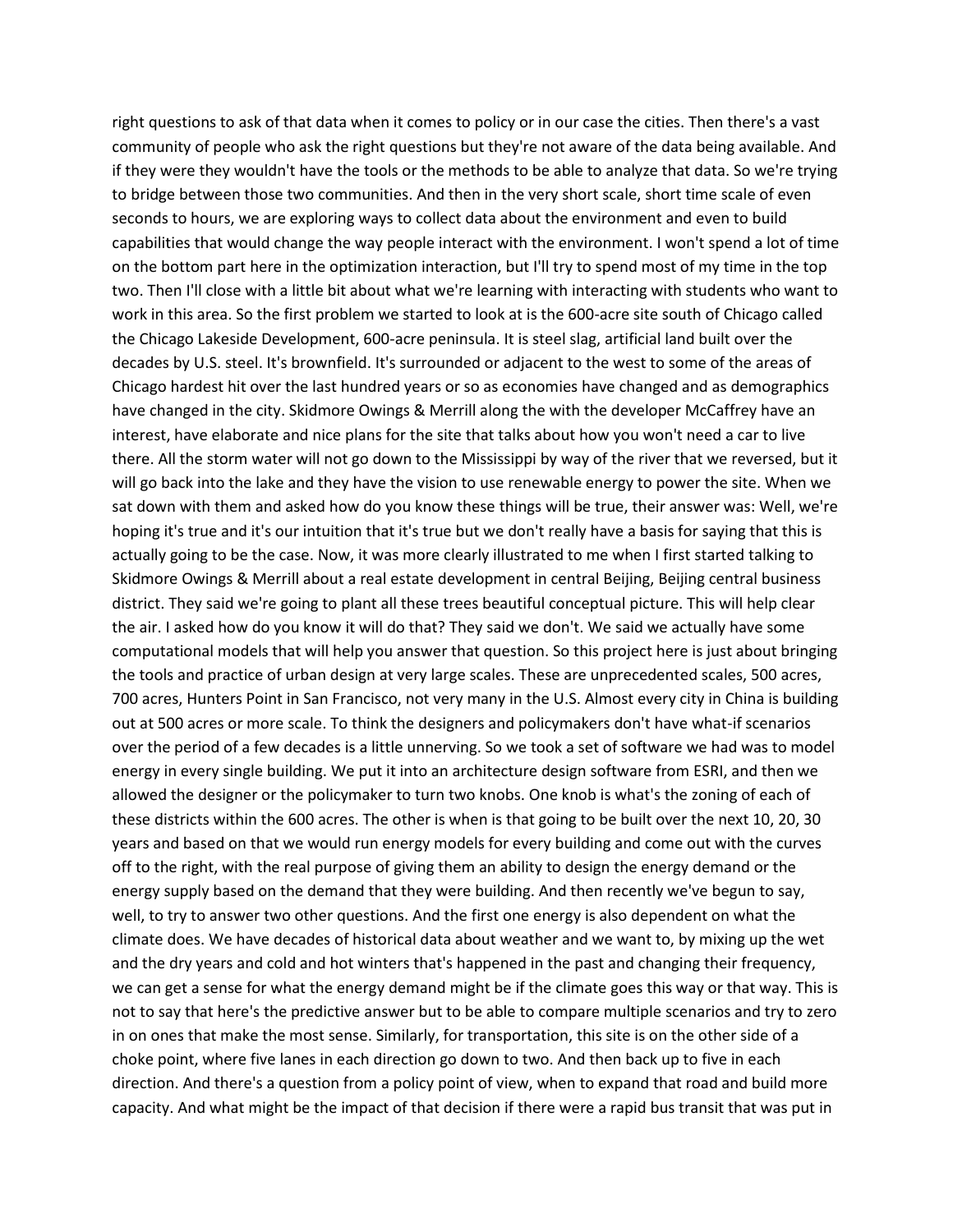right questions to ask of that data when it comes to policy or in our case the cities. Then there's a vast community of people who ask the right questions but they're not aware of the data being available. And if they were they wouldn't have the tools or the methods to be able to analyze that data. So we're trying to bridge between those two communities. And then in the very short scale, short time scale of even seconds to hours, we are exploring ways to collect data about the environment and even to build capabilities that would change the way people interact with the environment. I won't spend a lot of time on the bottom part here in the optimization interaction, but I'll try to spend most of my time in the top two. Then I'll close with a little bit about what we're learning with interacting with students who want to work in this area. So the first problem we started to look at is the 600-acre site south of Chicago called the Chicago Lakeside Development, 600-acre peninsula. It is steel slag, artificial land built over the decades by U.S. steel. It's brownfield. It's surrounded or adjacent to the west to some of the areas of Chicago hardest hit over the last hundred years or so as economies have changed and as demographics have changed in the city. Skidmore Owings & Merrill along the with the developer McCaffrey have an interest, have elaborate and nice plans for the site that talks about how you won't need a car to live there. All the storm water will not go down to the Mississippi by way of the river that we reversed, but it will go back into the lake and they have the vision to use renewable energy to power the site. When we sat down with them and asked how do you know these things will be true, their answer was: Well, we're hoping it's true and it's our intuition that it's true but we don't really have a basis for saying that this is actually going to be the case. Now, it was more clearly illustrated to me when I first started talking to Skidmore Owings & Merrill about a real estate development in central Beijing, Beijing central business district. They said we're going to plant all these trees beautiful conceptual picture. This will help clear the air. I asked how do you know it will do that? They said we don't. We said we actually have some computational models that will help you answer that question. So this project here is just about bringing the tools and practice of urban design at very large scales. These are unprecedented scales, 500 acres, 700 acres, Hunters Point in San Francisco, not very many in the U.S. Almost every city in China is building out at 500 acres or more scale. To think the designers and policymakers don't have what-if scenarios over the period of a few decades is a little unnerving. So we took a set of software we had was to model energy in every single building. We put it into an architecture design software from ESRI, and then we allowed the designer or the policymaker to turn two knobs. One knob is what's the zoning of each of these districts within the 600 acres. The other is when is that going to be built over the next 10, 20, 30 years and based on that we would run energy models for every building and come out with the curves off to the right, with the real purpose of giving them an ability to design the energy demand or the energy supply based on the demand that they were building. And then recently we've begun to say, well, to try to answer two other questions. And the first one energy is also dependent on what the climate does. We have decades of historical data about weather and we want to, by mixing up the wet and the dry years and cold and hot winters that's happened in the past and changing their frequency, we can get a sense for what the energy demand might be if the climate goes this way or that way. This is not to say that here's the predictive answer but to be able to compare multiple scenarios and try to zero in on ones that make the most sense. Similarly, for transportation, this site is on the other side of a choke point, where five lanes in each direction go down to two. And then back up to five in each direction. And there's a question from a policy point of view, when to expand that road and build more capacity. And what might be the impact of that decision if there were a rapid bus transit that was put in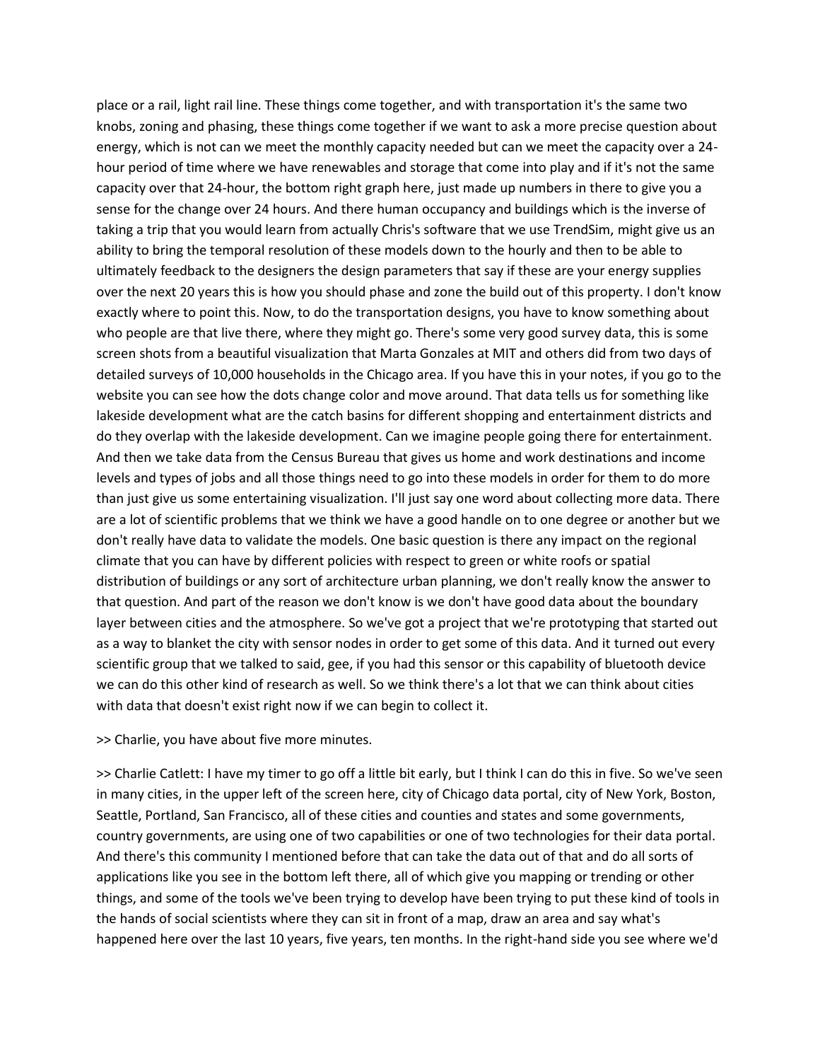place or a rail, light rail line. These things come together, and with transportation it's the same two knobs, zoning and phasing, these things come together if we want to ask a more precise question about energy, which is not can we meet the monthly capacity needed but can we meet the capacity over a 24-hour period of time where we have renewables and storage that come into play and if it's not the same capacity over that 24-hour, the bottom right graph here, just made up numbers in there to give you a sense for the change over 24 hours. And there human occupancy and buildings which is the inverse of taking a trip that you would learn from actually Chris's software that we use TrendSim, might give us an ability to bring the temporal resolution of these models down to the hourly and then to be able to ultimately feedback to the designers the design parameters that say if these are your energy supplies over the next 20 years this is how you should phase and zone the build out of this property. I don't know exactly where to point this. Now, to do the transportation designs, you have to know something about who people are that live there, where they might go. There's some very good survey data, this is some screen shots from a beautiful visualization that Marta Gonzales at MIT and others did from two days of detailed surveys of 10,000 households in the Chicago area. If you have this in your notes, if you go to the website you can see how the dots change color and move around. That data tells us for something like lakeside development what are the catch basins for different shopping and entertainment districts and do they overlap with the lakeside development. Can we imagine people going there for entertainment. And then we take data from the Census Bureau that gives us home and work destinations and income levels and types of jobs and all those things need to go into these models in order for them to do more than just give us some entertaining visualization. I'll just say one word about collecting more data. There are a lot of scientific problems that we think we have a good handle on to one degree or another but we don't really have data to validate the models. One basic question is there any impact on the regional climate that you can have by different policies with respect to green or white roofs or spatial distribution of buildings or any sort of architecture urban planning, we don't really know the answer to that question. And part of the reason we don't know is we don't have good data about the boundary layer between cities and the atmosphere. So we've got a project that we're prototyping that started out as a way to blanket the city with sensor nodes in order to get some of this data. And it turned out every scientific group that we talked to said, gee, if you had this sensor or this capability of bluetooth device we can do this other kind of research as well. So we think there's a lot that we can think about cities with data that doesn't exist right now if we can begin to collect it.

>> Charlie, you have about five more minutes.

>> Charlie Catlett: I have my timer to go off a little bit early, but I think I can do this in five. So we've seen in many cities, in the upper left of the screen here, city of Chicago data portal, city of New York, Boston, Seattle, Portland, San Francisco, all of these cities and counties and states and some governments, country governments, are using one of two capabilities or one of two technologies for their data portal. And there's this community I mentioned before that can take the data out of that and do all sorts of applications like you see in the bottom left there, all of which give you mapping or trending or other things, and some of the tools we've been trying to develop have been trying to put these kind of tools in the hands of social scientists where they can sit in front of a map, draw an area and say what's happened here over the last 10 years, five years, ten months. In the right-hand side you see where we'd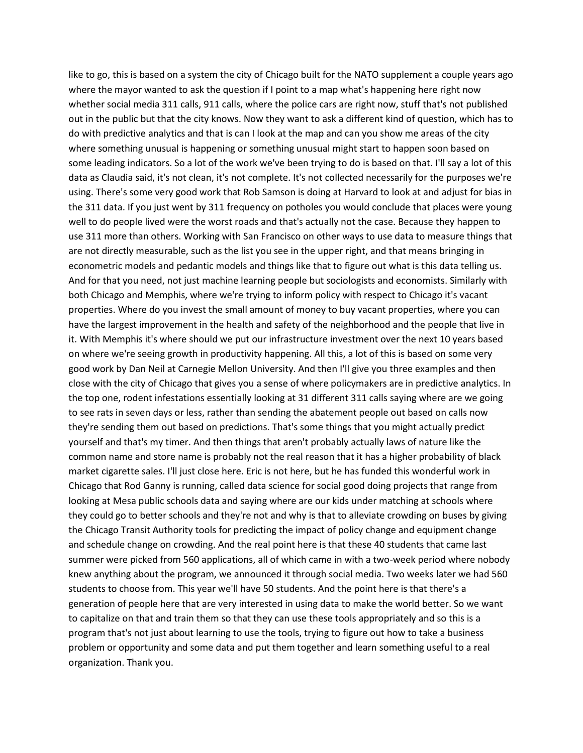like to go, this is based on a system the city of Chicago built for the NATO supplement a couple years ago where the mayor wanted to ask the question if I point to a map what's happening here right now whether social media 311 calls, 911 calls, where the police cars are right now, stuff that's not published out in the public but that the city knows. Now they want to ask a different kind of question, which has to do with predictive analytics and that is can I look at the map and can you show me areas of the city where something unusual is happening or something unusual might start to happen soon based on some leading indicators. So a lot of the work we've been trying to do is based on that. I'll say a lot of this data as Claudia said, it's not clean, it's not complete. It's not collected necessarily for the purposes we're using. There's some very good work that Rob Samson is doing at Harvard to look at and adjust for bias in the 311 data. If you just went by 311 frequency on potholes you would conclude that places were young well to do people lived were the worst roads and that's actually not the case. Because they happen to use 311 more than others. Working with San Francisco on other ways to use data to measure things that are not directly measurable, such as the list you see in the upper right, and that means bringing in econometric models and pedantic models and things like that to figure out what is this data telling us. And for that you need, not just machine learning people but sociologists and economists. Similarly with both Chicago and Memphis, where we're trying to inform policy with respect to Chicago it's vacant properties. Where do you invest the small amount of money to buy vacant properties, where you can have the largest improvement in the health and safety of the neighborhood and the people that live in it. With Memphis it's where should we put our infrastructure investment over the next 10 years based on where we're seeing growth in productivity happening. All this, a lot of this is based on some very good work by Dan Neil at Carnegie Mellon University. And then I'll give you three examples and then close with the city of Chicago that gives you a sense of where policymakers are in predictive analytics. In the top one, rodent infestations essentially looking at 31 different 311 calls saying where are we going to see rats in seven days or less, rather than sending the abatement people out based on calls now they're sending them out based on predictions. That's some things that you might actually predict yourself and that's my timer. And then things that aren't probably actually laws of nature like the common name and store name is probably not the real reason that it has a higher probability of black market cigarette sales. I'll just close here. Eric is not here, but he has funded this wonderful work in Chicago that Rod Ganny is running, called data science for social good doing projects that range from looking at Mesa public schools data and saying where are our kids under matching at schools where they could go to better schools and they're not and why is that to alleviate crowding on buses by giving the Chicago Transit Authority tools for predicting the impact of policy change and equipment change and schedule change on crowding. And the real point here is that these 40 students that came last summer were picked from 560 applications, all of which came in with a two-week period where nobody knew anything about the program, we announced it through social media. Two weeks later we had 560 students to choose from. This year we'll have 50 students. And the point here is that there's a generation of people here that are very interested in using data to make the world better. So we want to capitalize on that and train them so that they can use these tools appropriately and so this is a program that's not just about learning to use the tools, trying to figure out how to take a business problem or opportunity and some data and put them together and learn something useful to a real organization. Thank you.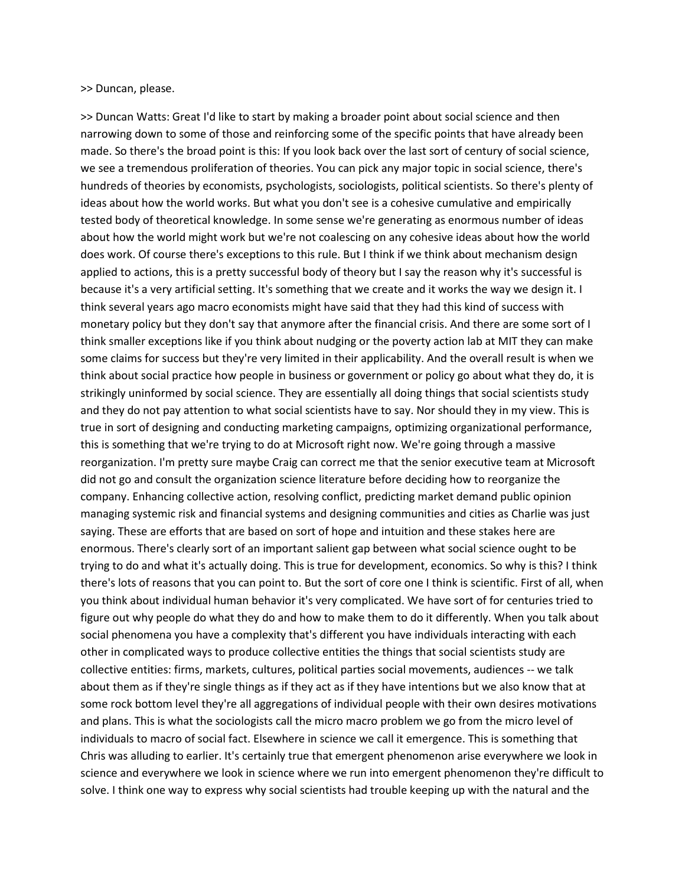>> Duncan, please.

>> Duncan Watts: Great I'd like to start by making a broader point about social science and then narrowing down to some of those and reinforcing some of the specific points that have already been made. So there's the broad point is this: If you look back over the last sort of century of social science, we see a tremendous proliferation of theories. You can pick any major topic in social science, there's hundreds of theories by economists, psychologists, sociologists, political scientists. So there's plenty of ideas about how the world works. But what you don't see is a cohesive cumulative and empirically tested body of theoretical knowledge. In some sense we're generating as enormous number of ideas about how the world might work but we're not coalescing on any cohesive ideas about how the world does work. Of course there's exceptions to this rule. But I think if we think about mechanism design applied to actions, this is a pretty successful body of theory but I say the reason why it's successful is because it's a very artificial setting. It's something that we create and it works the way we design it. I think several years ago macro economists might have said that they had this kind of success with monetary policy but they don't say that anymore after the financial crisis. And there are some sort of I think smaller exceptions like if you think about nudging or the poverty action lab at MIT they can make some claims for success but they're very limited in their applicability. And the overall result is when we think about social practice how people in business or government or policy go about what they do, it is strikingly uninformed by social science. They are essentially all doing things that social scientists study and they do not pay attention to what social scientists have to say. Nor should they in my view. This is true in sort of designing and conducting marketing campaigns, optimizing organizational performance, this is something that we're trying to do at Microsoft right now. We're going through a massive reorganization. I'm pretty sure maybe Craig can correct me that the senior executive team at Microsoft did not go and consult the organization science literature before deciding how to reorganize the company. Enhancing collective action, resolving conflict, predicting market demand public opinion managing systemic risk and financial systems and designing communities and cities as Charlie was just saying. These are efforts that are based on sort of hope and intuition and these stakes here are enormous. There's clearly sort of an important salient gap between what social science ought to be trying to do and what it's actually doing. This is true for development, economics. So why is this? I think there's lots of reasons that you can point to. But the sort of core one I think is scientific. First of all, when you think about individual human behavior it's very complicated. We have sort of for centuries tried to figure out why people do what they do and how to make them to do it differently. When you talk about social phenomena you have a complexity that's different you have individuals interacting with each other in complicated ways to produce collective entities the things that social scientists study are collective entities: firms, markets, cultures, political parties social movements, audiences -- we talk about them as if they're single things as if they act as if they have intentions but we also know that at some rock bottom level they're all aggregations of individual people with their own desires motivations and plans. This is what the sociologists call the micro macro problem we go from the micro level of individuals to macro of social fact. Elsewhere in science we call it emergence. This is something that Chris was alluding to earlier. It's certainly true that emergent phenomenon arise everywhere we look in science and everywhere we look in science where we run into emergent phenomenon they're difficult to solve. I think one way to express why social scientists had trouble keeping up with the natural and the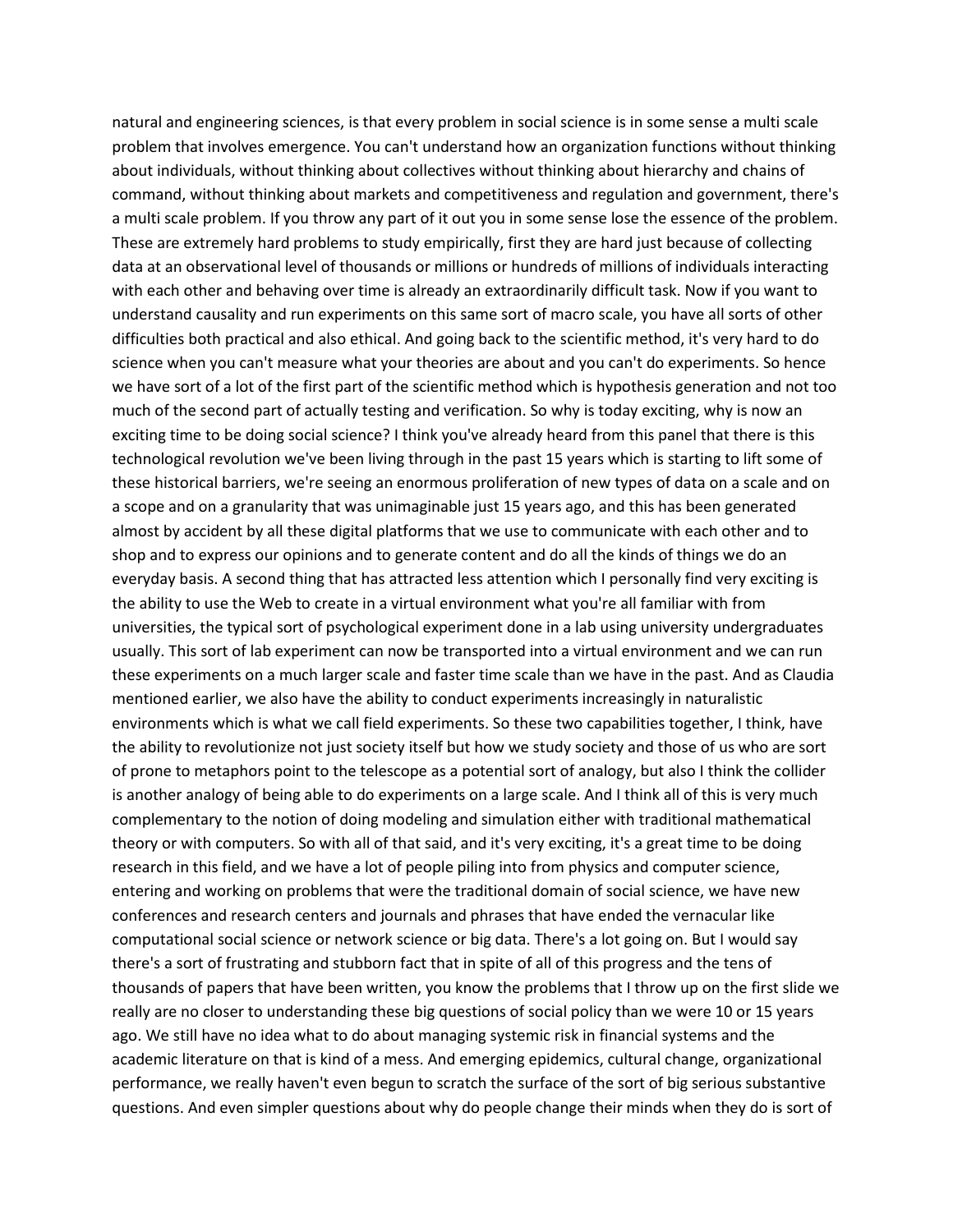natural and engineering sciences, is that every problem in social science is in some sense a multi scale problem that involves emergence. You can't understand how an organization functions without thinking about individuals, without thinking about collectives without thinking about hierarchy and chains of command, without thinking about markets and competitiveness and regulation and government, there's a multi scale problem. If you throw any part of it out you in some sense lose the essence of the problem. These are extremely hard problems to study empirically, first they are hard just because of collecting data at an observational level of thousands or millions or hundreds of millions of individuals interacting with each other and behaving over time is already an extraordinarily difficult task. Now if you want to understand causality and run experiments on this same sort of macro scale, you have all sorts of other difficulties both practical and also ethical. And going back to the scientific method, it's very hard to do science when you can't measure what your theories are about and you can't do experiments. So hence we have sort of a lot of the first part of the scientific method which is hypothesis generation and not too much of the second part of actually testing and verification. So why is today exciting, why is now an exciting time to be doing social science? I think you've already heard from this panel that there is this technological revolution we've been living through in the past 15 years which is starting to lift some of these historical barriers, we're seeing an enormous proliferation of new types of data on a scale and on a scope and on a granularity that was unimaginable just 15 years ago, and this has been generated almost by accident by all these digital platforms that we use to communicate with each other and to shop and to express our opinions and to generate content and do all the kinds of things we do an everyday basis. A second thing that has attracted less attention which I personally find very exciting is the ability to use the Web to create in a virtual environment what you're all familiar with from universities, the typical sort of psychological experiment done in a lab using university undergraduates usually. This sort of lab experiment can now be transported into a virtual environment and we can run these experiments on a much larger scale and faster time scale than we have in the past. And as Claudia mentioned earlier, we also have the ability to conduct experiments increasingly in naturalistic environments which is what we call field experiments. So these two capabilities together, I think, have the ability to revolutionize not just society itself but how we study society and those of us who are sort of prone to metaphors point to the telescope as a potential sort of analogy, but also I think the collider is another analogy of being able to do experiments on a large scale. And I think all of this is very much complementary to the notion of doing modeling and simulation either with traditional mathematical theory or with computers. So with all of that said, and it's very exciting, it's a great time to be doing research in this field, and we have a lot of people piling into from physics and computer science, entering and working on problems that were the traditional domain of social science, we have new conferences and research centers and journals and phrases that have ended the vernacular like computational social science or network science or big data. There's a lot going on. But I would say there's a sort of frustrating and stubborn fact that in spite of all of this progress and the tens of thousands of papers that have been written, you know the problems that I throw up on the first slide we really are no closer to understanding these big questions of social policy than we were 10 or 15 years ago. We still have no idea what to do about managing systemic risk in financial systems and the academic literature on that is kind of a mess. And emerging epidemics, cultural change, organizational performance, we really haven't even begun to scratch the surface of the sort of big serious substantive questions. And even simpler questions about why do people change their minds when they do is sort of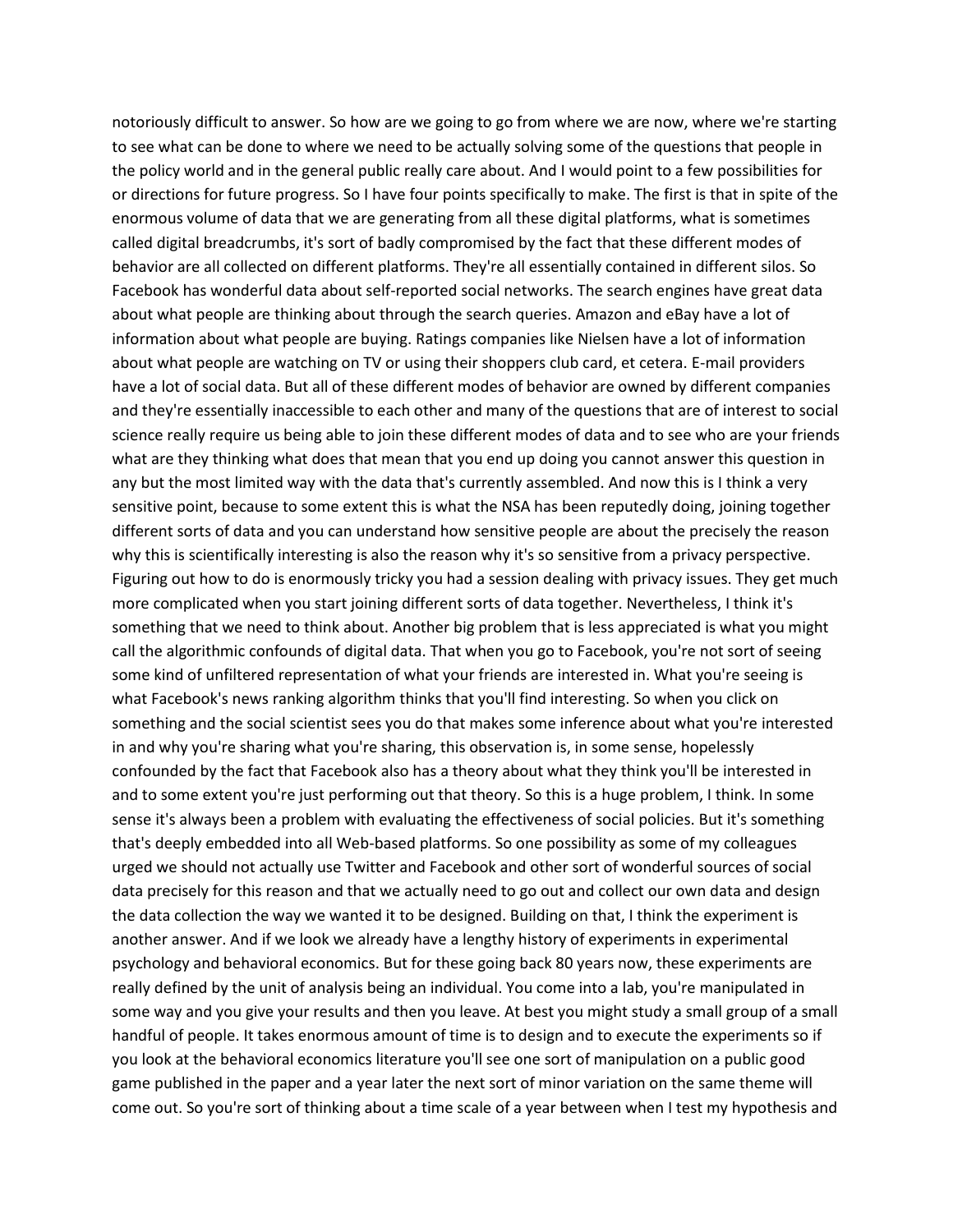notoriously difficult to answer. So how are we going to go from where we are now, where we're starting to see what can be done to where we need to be actually solving some of the questions that people in the policy world and in the general public really care about. And I would point to a few possibilities for or directions for future progress. So I have four points specifically to make. The first is that in spite of the enormous volume of data that we are generating from all these digital platforms, what is sometimes called digital breadcrumbs, it's sort of badly compromised by the fact that these different modes of behavior are all collected on different platforms. They're all essentially contained in different silos. So Facebook has wonderful data about self-reported social networks. The search engines have great data about what people are thinking about through the search queries. Amazon and eBay have a lot of information about what people are buying. Ratings companies like Nielsen have a lot of information about what people are watching on TV or using their shoppers club card, et cetera. E-mail providers have a lot of social data. But all of these different modes of behavior are owned by different companies and they're essentially inaccessible to each other and many of the questions that are of interest to social science really require us being able to join these different modes of data and to see who are your friends what are they thinking what does that mean that you end up doing you cannot answer this question in any but the most limited way with the data that's currently assembled. And now this is I think a very sensitive point, because to some extent this is what the NSA has been reputedly doing, joining together different sorts of data and you can understand how sensitive people are about the precisely the reason why this is scientifically interesting is also the reason why it's so sensitive from a privacy perspective. Figuring out how to do is enormously tricky you had a session dealing with privacy issues. They get much more complicated when you start joining different sorts of data together. Nevertheless, I think it's something that we need to think about. Another big problem that is less appreciated is what you might call the algorithmic confounds of digital data. That when you go to Facebook, you're not sort of seeing some kind of unfiltered representation of what your friends are interested in. What you're seeing is what Facebook's news ranking algorithm thinks that you'll find interesting. So when you click on something and the social scientist sees you do that makes some inference about what you're interested in and why you're sharing what you're sharing, this observation is, in some sense, hopelessly confounded by the fact that Facebook also has a theory about what they think you'll be interested in and to some extent you're just performing out that theory. So this is a huge problem, I think. In some sense it's always been a problem with evaluating the effectiveness of social policies. But it's something that's deeply embedded into all Web-based platforms. So one possibility as some of my colleagues urged we should not actually use Twitter and Facebook and other sort of wonderful sources of social data precisely for this reason and that we actually need to go out and collect our own data and design the data collection the way we wanted it to be designed. Building on that, I think the experiment is another answer. And if we look we already have a lengthy history of experiments in experimental psychology and behavioral economics. But for these going back 80 years now, these experiments are really defined by the unit of analysis being an individual. You come into a lab, you're manipulated in some way and you give your results and then you leave. At best you might study a small group of a small handful of people. It takes enormous amount of time is to design and to execute the experiments so if you look at the behavioral economics literature you'll see one sort of manipulation on a public good game published in the paper and a year later the next sort of minor variation on the same theme will come out. So you're sort of thinking about a time scale of a year between when I test my hypothesis and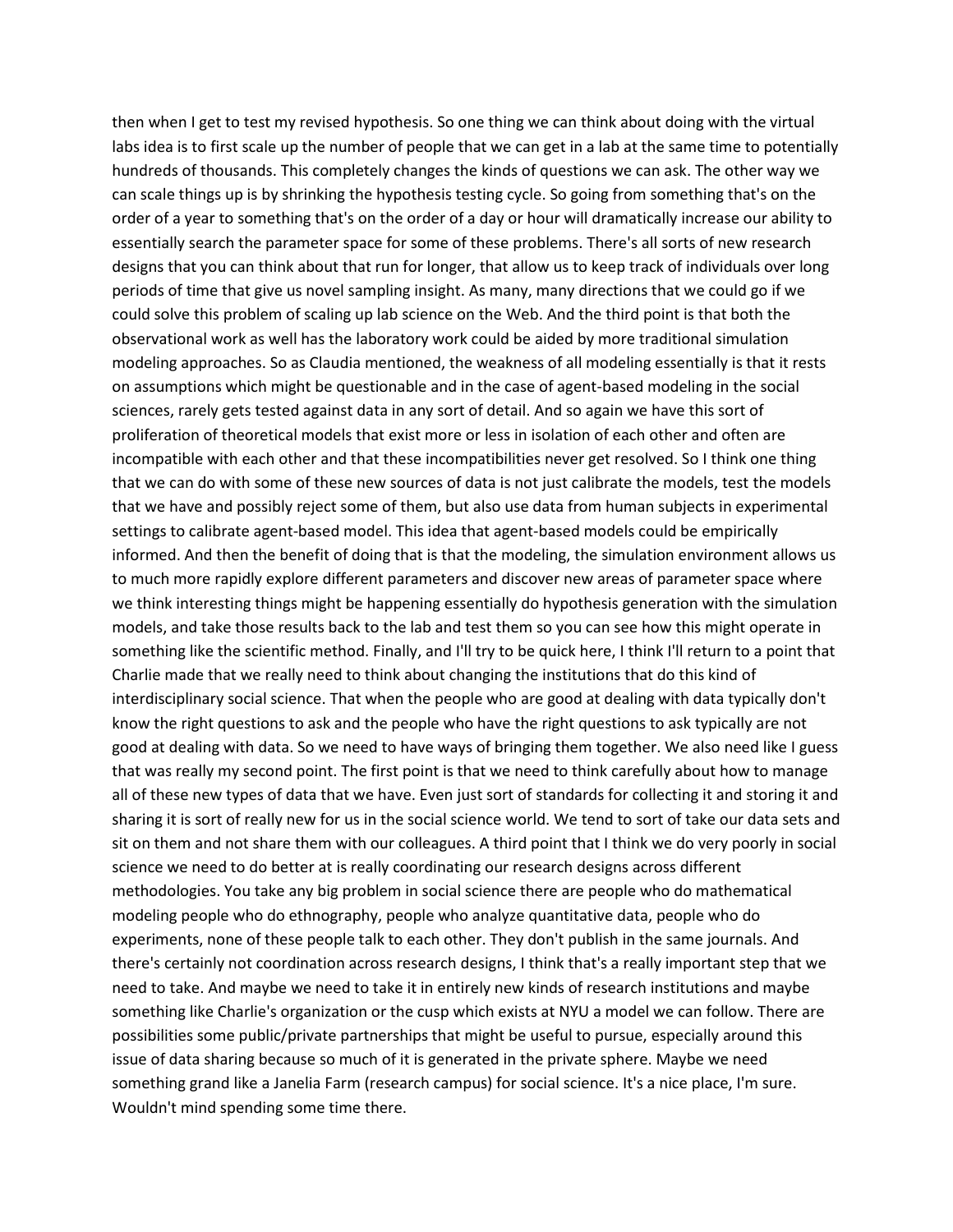then when I get to test my revised hypothesis. So one thing we can think about doing with the virtual labs idea is to first scale up the number of people that we can get in a lab at the same time to potentially hundreds of thousands. This completely changes the kinds of questions we can ask. The other way we can scale things up is by shrinking the hypothesis testing cycle. So going from something that's on the order of a year to something that's on the order of a day or hour will dramatically increase our ability to essentially search the parameter space for some of these problems. There's all sorts of new research designs that you can think about that run for longer, that allow us to keep track of individuals over long periods of time that give us novel sampling insight. As many, many directions that we could go if we could solve this problem of scaling up lab science on the Web. And the third point is that both the observational work as well has the laboratory work could be aided by more traditional simulation modeling approaches. So as Claudia mentioned, the weakness of all modeling essentially is that it rests on assumptions which might be questionable and in the case of agent-based modeling in the social sciences, rarely gets tested against data in any sort of detail. And so again we have this sort of proliferation of theoretical models that exist more or less in isolation of each other and often are incompatible with each other and that these incompatibilities never get resolved. So I think one thing that we can do with some of these new sources of data is not just calibrate the models, test the models that we have and possibly reject some of them, but also use data from human subjects in experimental settings to calibrate agent-based model. This idea that agent-based models could be empirically informed. And then the benefit of doing that is that the modeling, the simulation environment allows us to much more rapidly explore different parameters and discover new areas of parameter space where we think interesting things might be happening essentially do hypothesis generation with the simulation models, and take those results back to the lab and test them so you can see how this might operate in something like the scientific method. Finally, and I'll try to be quick here, I think I'll return to a point that Charlie made that we really need to think about changing the institutions that do this kind of interdisciplinary social science. That when the people who are good at dealing with data typically don't know the right questions to ask and the people who have the right questions to ask typically are not good at dealing with data. So we need to have ways of bringing them together. We also need like I guess that was really my second point. The first point is that we need to think carefully about how to manage all of these new types of data that we have. Even just sort of standards for collecting it and storing it and sharing it is sort of really new for us in the social science world. We tend to sort of take our data sets and sit on them and not share them with our colleagues. A third point that I think we do very poorly in social science we need to do better at is really coordinating our research designs across different methodologies. You take any big problem in social science there are people who do mathematical modeling people who do ethnography, people who analyze quantitative data, people who do experiments, none of these people talk to each other. They don't publish in the same journals. And there's certainly not coordination across research designs, I think that's a really important step that we need to take. And maybe we need to take it in entirely new kinds of research institutions and maybe something like Charlie's organization or the cusp which exists at NYU a model we can follow. There are possibilities some public/private partnerships that might be useful to pursue, especially around this issue of data sharing because so much of it is generated in the private sphere. Maybe we need something grand like a Janelia Farm (research campus) for social science. It's a nice place, I'm sure. Wouldn't mind spending some time there.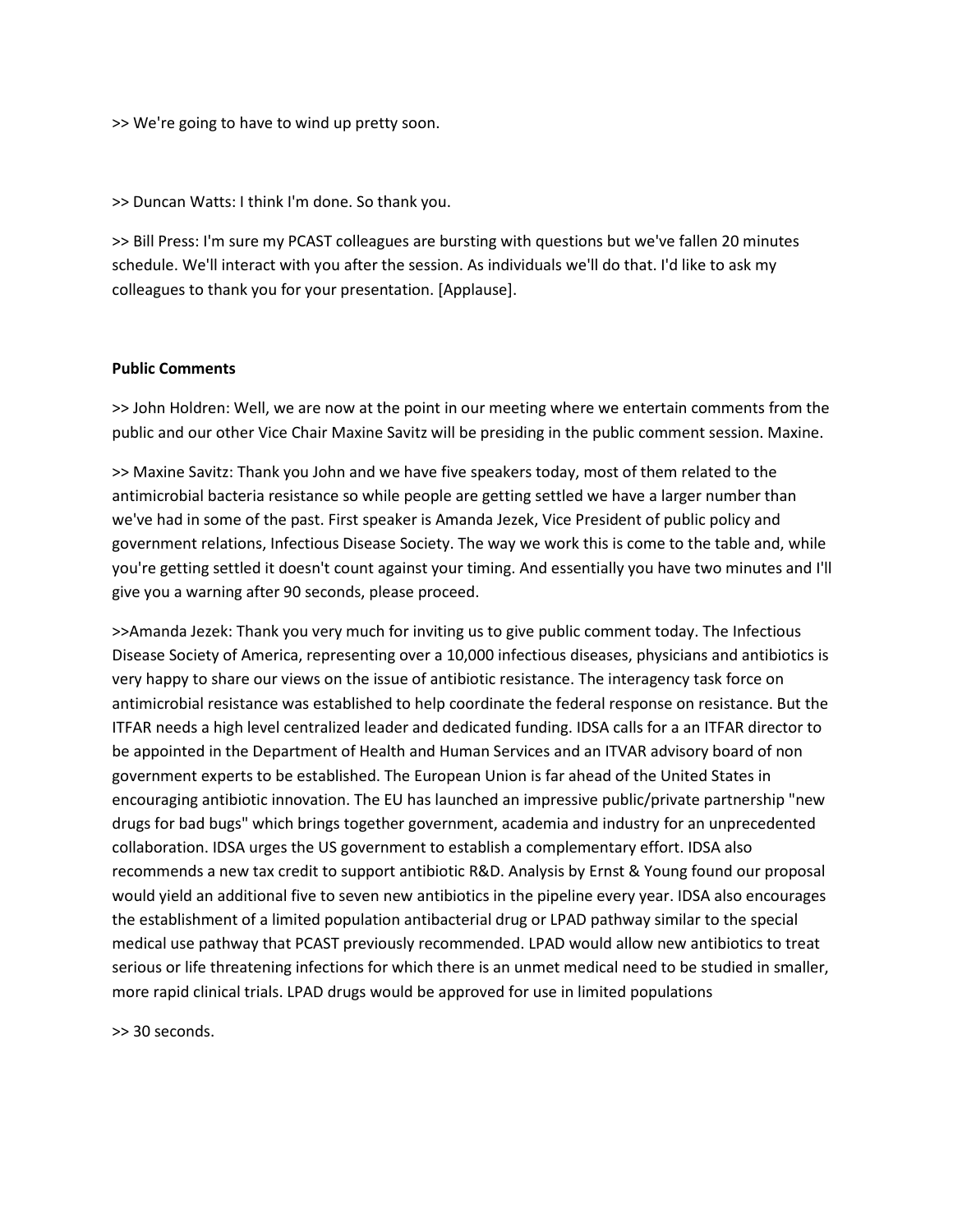>> We're going to have to wind up pretty soon.

>> Duncan Watts: I think I'm done. So thank you.

>> Bill Press: I'm sure my PCAST colleagues are bursting with questions but we've fallen 20 minutes schedule. We'll interact with you after the session. As individuals we'll do that. I'd like to ask my colleagues to thank you for your presentation. [Applause].

**Public Comments**

>> John Holdren: Well, we are now at the point in our meeting where we entertain comments from the public and our other Vice Chair Maxine Savitz will be presiding in the public comment session. Maxine.

>> Maxine Savitz: Thank you John and we have five speakers today, most of them related to the antimicrobial bacteria resistance so while people are getting settled we have a larger number than we've had in some of the past. First speaker is Amanda Jezek, Vice President of public policy and government relations, Infectious Disease Society. The way we work this is come to the table and, while you're getting settled it doesn't count against your timing. And essentially you have two minutes and I'll give you a warning after 90 seconds, please proceed.

>>Amanda Jezek: Thank you very much for inviting us to give public comment today. The Infectious Disease Society of America, representing over a 10,000 infectious diseases, physicians and antibiotics is very happy to share our views on the issue of antibiotic resistance. The interagency task force on antimicrobial resistance was established to help coordinate the federal response on resistance. But the ITFAR needs a high level centralized leader and dedicated funding. IDSA calls for a an ITFAR director to be appointed in the Department of Health and Human Services and an ITVAR advisory board of non government experts to be established. The European Union is far ahead of the United States in encouraging antibiotic innovation. The EU has launched an impressive public/private partnership "new drugs for bad bugs" which brings together government, academia and industry for an unprecedented collaboration. IDSA urges the US government to establish a complementary effort. IDSA also recommends a new tax credit to support antibiotic R&D. Analysis by Ernst & Young found our proposal would yield an additional five to seven new antibiotics in the pipeline every year. IDSA also encourages the establishment of a limited population antibacterial drug or LPAD pathway similar to the special medical use pathway that PCAST previously recommended. LPAD would allow new antibiotics to treat serious or life threatening infections for which there is an unmet medical need to be studied in smaller, more rapid clinical trials. LPAD drugs would be approved for use in limited populations

>> 30 seconds.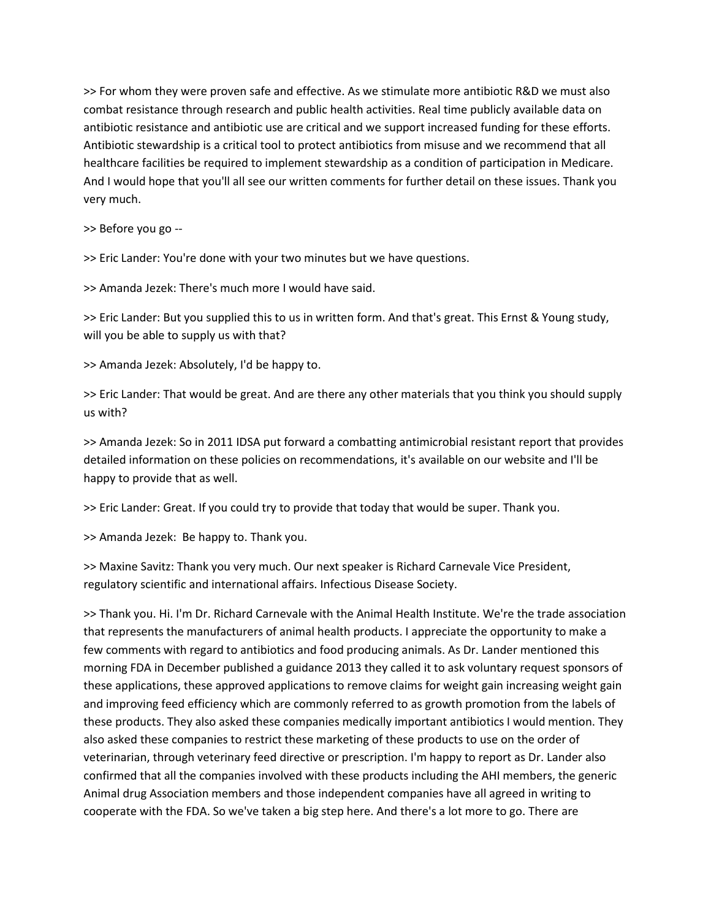>> For whom they were proven safe and effective. As we stimulate more antibiotic R&D we must also combat resistance through research and public health activities. Real time publicly available data on antibiotic resistance and antibiotic use are critical and we support increased funding for these efforts. Antibiotic stewardship is a critical tool to protect antibiotics from misuse and we recommend that all healthcare facilities be required to implement stewardship as a condition of participation in Medicare. And I would hope that you'll all see our written comments for further detail on these issues. Thank you very much.

>> Before you go --

>> Eric Lander: You're done with your two minutes but we have questions.

>> Amanda Jezek: There's much more I would have said.

>> Eric Lander: But you supplied this to us in written form. And that's great. This Ernst & Young study, will you be able to supply us with that?

>> Amanda Jezek: Absolutely, I'd be happy to.

>> Eric Lander: That would be great. And are there any other materials that you think you should supply us with?

>> Amanda Jezek: So in 2011 IDSA put forward a combatting antimicrobial resistant report that provides detailed information on these policies on recommendations, it's available on our website and I'll be happy to provide that as well.

>> Eric Lander: Great. If you could try to provide that today that would be super. Thank you.

>> Amanda Jezek: Be happy to. Thank you.

>> Maxine Savitz: Thank you very much. Our next speaker is Richard Carnevale Vice President, regulatory scientific and international affairs. Infectious Disease Society.

>> Thank you. Hi. I'm Dr. Richard Carnevale with the Animal Health Institute. We're the trade association that represents the manufacturers of animal health products. I appreciate the opportunity to make a few comments with regard to antibiotics and food producing animals. As Dr. Lander mentioned this morning FDA in December published a guidance 2013 they called it to ask voluntary request sponsors of these applications, these approved applications to remove claims for weight gain increasing weight gain and improving feed efficiency which are commonly referred to as growth promotion from the labels of these products. They also asked these companies medically important antibiotics I would mention. They also asked these companies to restrict these marketing of these products to use on the order of veterinarian, through veterinary feed directive or prescription. I'm happy to report as Dr. Lander also confirmed that all the companies involved with these products including the AHI members, the generic Animal drug Association members and those independent companies have all agreed in writing to cooperate with the FDA. So we've taken a big step here. And there's a lot more to go. There are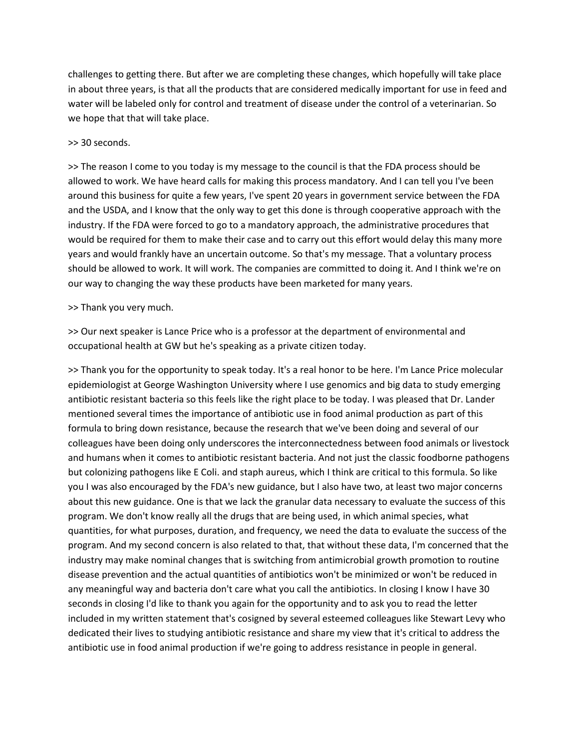challenges to getting there. But after we are completing these changes, which hopefully will take place in about three years, is that all the products that are considered medically important for use in feed and water will be labeled only for control and treatment of disease under the control of a veterinarian. So we hope that that will take place.

>> 30 seconds.

>> The reason I come to you today is my message to the council is that the FDA process should be allowed to work. We have heard calls for making this process mandatory. And I can tell you I've been around this business for quite a few years, I've spent 20 years in government service between the FDA and the USDA, and I know that the only way to get this done is through cooperative approach with the industry. If the FDA were forced to go to a mandatory approach, the administrative procedures that would be required for them to make their case and to carry out this effort would delay this many more years and would frankly have an uncertain outcome. So that's my message. That a voluntary process should be allowed to work. It will work. The companies are committed to doing it. And I think we're on our way to changing the way these products have been marketed for many years.

>> Thank you very much.

>> Our next speaker is Lance Price who is a professor at the department of environmental and occupational health at GW but he's speaking as a private citizen today.

>> Thank you for the opportunity to speak today. It's a real honor to be here. I'm Lance Price molecular epidemiologist at George Washington University where I use genomics and big data to study emerging antibiotic resistant bacteria so this feels like the right place to be today. I was pleased that Dr. Lander mentioned several times the importance of antibiotic use in food animal production as part of this formula to bring down resistance, because the research that we've been doing and several of our colleagues have been doing only underscores the interconnectedness between food animals or livestock and humans when it comes to antibiotic resistant bacteria. And not just the classic foodborne pathogens but colonizing pathogens like E Coli. and staph aureus, which I think are critical to this formula. So like you I was also encouraged by the FDA's new guidance, but I also have two, at least two major concerns about this new guidance. One is that we lack the granular data necessary to evaluate the success of this program. We don't know really all the drugs that are being used, in which animal species, what quantities, for what purposes, duration, and frequency, we need the data to evaluate the success of the program. And my second concern is also related to that, that without these data, I'm concerned that the industry may make nominal changes that is switching from antimicrobial growth promotion to routine disease prevention and the actual quantities of antibiotics won't be minimized or won't be reduced in any meaningful way and bacteria don't care what you call the antibiotics. In closing I know I have 30 seconds in closing I'd like to thank you again for the opportunity and to ask you to read the letter included in my written statement that's cosigned by several esteemed colleagues like Stewart Levy who dedicated their lives to studying antibiotic resistance and share my view that it's critical to address the antibiotic use in food animal production if we're going to address resistance in people in general.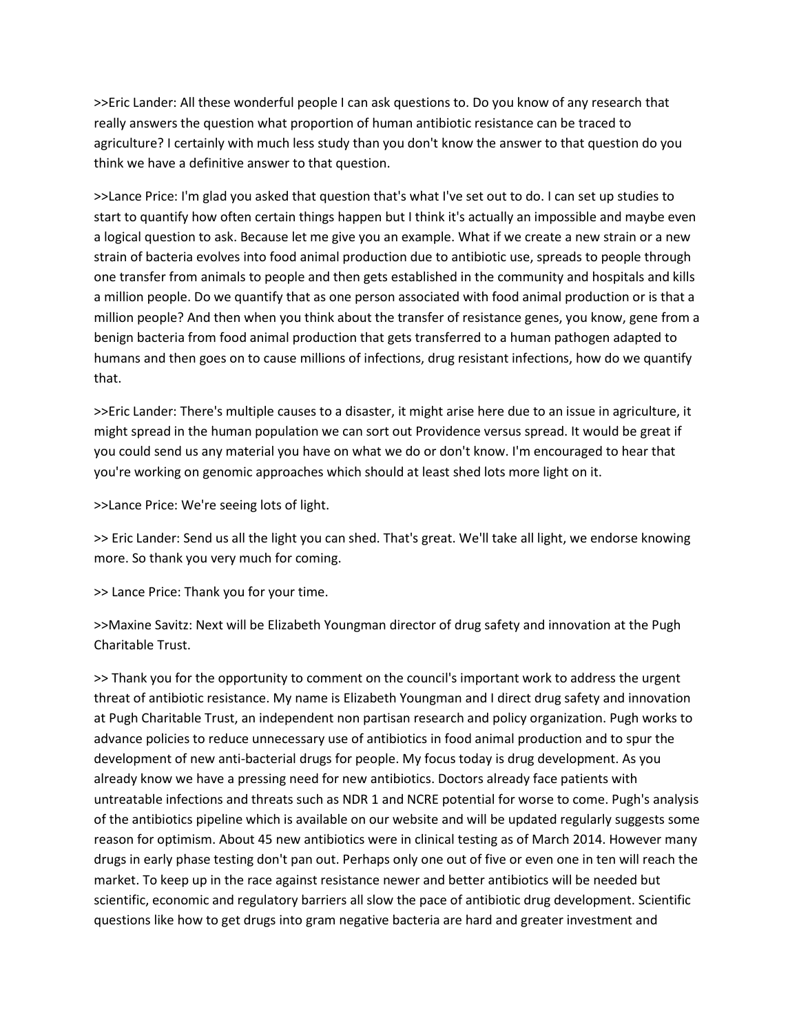>>Eric Lander: All these wonderful people I can ask questions to. Do you know of any research that really answers the question what proportion of human antibiotic resistance can be traced to agriculture? I certainly with much less study than you don't know the answer to that question do you think we have a definitive answer to that question.

>>Lance Price: I'm glad you asked that question that's what I've set out to do. I can set up studies to start to quantify how often certain things happen but I think it's actually an impossible and maybe even a logical question to ask. Because let me give you an example. What if we create a new strain or a new strain of bacteria evolves into food animal production due to antibiotic use, spreads to people through one transfer from animals to people and then gets established in the community and hospitals and kills a million people. Do we quantify that as one person associated with food animal production or is that a million people? And then when you think about the transfer of resistance genes, you know, gene from a benign bacteria from food animal production that gets transferred to a human pathogen adapted to humans and then goes on to cause millions of infections, drug resistant infections, how do we quantify that.

>>Eric Lander: There's multiple causes to a disaster, it might arise here due to an issue in agriculture, it might spread in the human population we can sort out Providence versus spread. It would be great if you could send us any material you have on what we do or don't know. I'm encouraged to hear that you're working on genomic approaches which should at least shed lots more light on it.

>>Lance Price: We're seeing lots of light.

>> Eric Lander: Send us all the light you can shed. That's great. We'll take all light, we endorse knowing more. So thank you very much for coming.

>> Lance Price: Thank you for your time.

>>Maxine Savitz: Next will be Elizabeth Youngman director of drug safety and innovation at the Pugh Charitable Trust.

>> Thank you for the opportunity to comment on the council's important work to address the urgent threat of antibiotic resistance. My name is Elizabeth Youngman and I direct drug safety and innovation at Pugh Charitable Trust, an independent non partisan research and policy organization. Pugh works to advance policies to reduce unnecessary use of antibiotics in food animal production and to spur the development of new anti-bacterial drugs for people. My focus today is drug development. As you already know we have a pressing need for new antibiotics. Doctors already face patients with untreatable infections and threats such as NDR 1 and NCRE potential for worse to come. Pugh's analysis of the antibiotics pipeline which is available on our website and will be updated regularly suggests some reason for optimism. About 45 new antibiotics were in clinical testing as of March 2014. However many drugs in early phase testing don't pan out. Perhaps only one out of five or even one in ten will reach the market. To keep up in the race against resistance newer and better antibiotics will be needed but scientific, economic and regulatory barriers all slow the pace of antibiotic drug development. Scientific questions like how to get drugs into gram negative bacteria are hard and greater investment and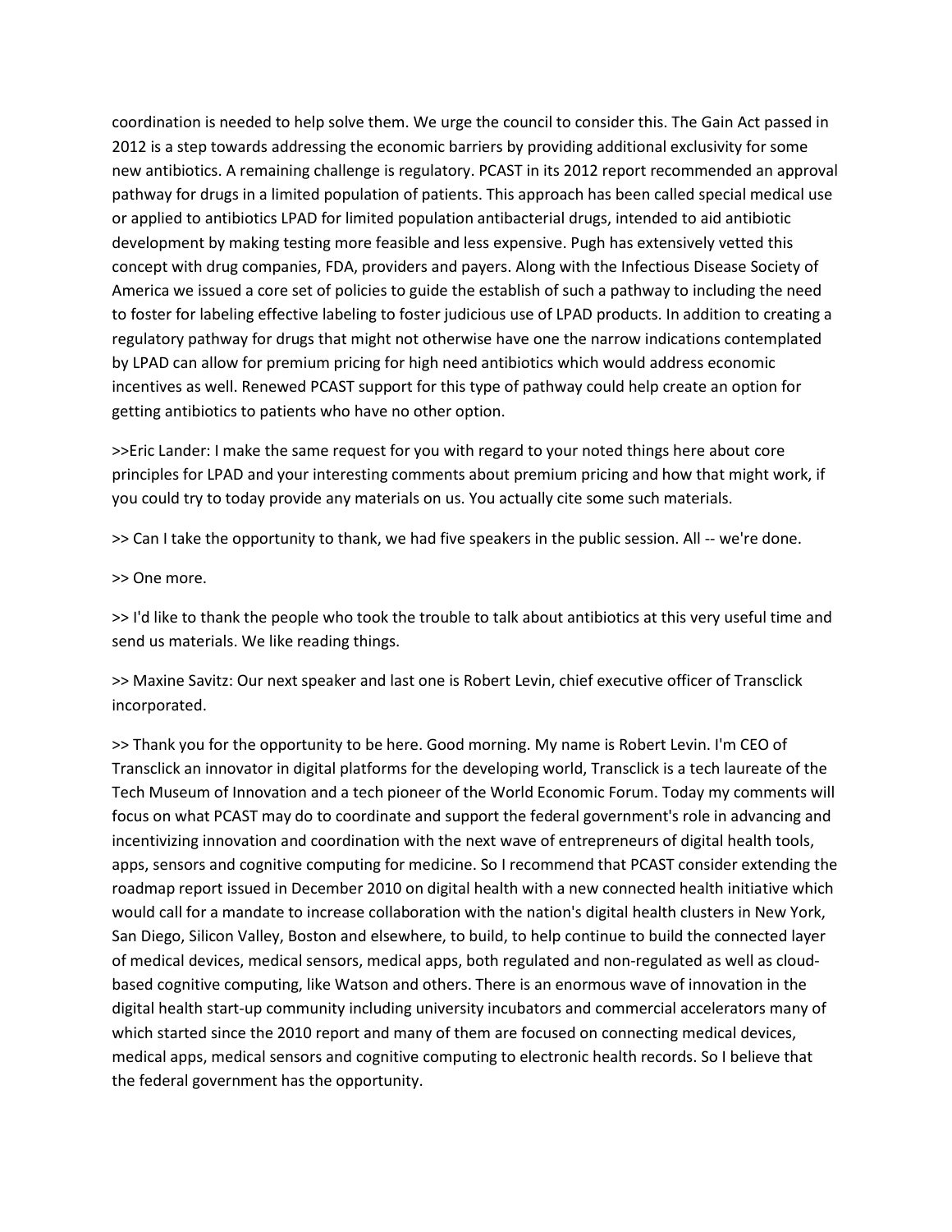coordination is needed to help solve them. We urge the council to consider this. The Gain Act passed in 2012 is a step towards addressing the economic barriers by providing additional exclusivity for some new antibiotics. A remaining challenge is regulatory. PCAST in its 2012 report recommended an approval pathway for drugs in a limited population of patients. This approach has been called special medical use or applied to antibiotics LPAD for limited population antibacterial drugs, intended to aid antibiotic development by making testing more feasible and less expensive. Pugh has extensively vetted this concept with drug companies, FDA, providers and payers. Along with the Infectious Disease Society of America we issued a core set of policies to guide the establish of such a pathway to including the need to foster for labeling effective labeling to foster judicious use of LPAD products. In addition to creating a regulatory pathway for drugs that might not otherwise have one the narrow indications contemplated by LPAD can allow for premium pricing for high need antibiotics which would address economic incentives as well. Renewed PCAST support for this type of pathway could help create an option for getting antibiotics to patients who have no other option.

>>Eric Lander: I make the same request for you with regard to your noted things here about core principles for LPAD and your interesting comments about premium pricing and how that might work, if you could try to today provide any materials on us. You actually cite some such materials.

>> Can I take the opportunity to thank, we had five speakers in the public session. All -- we're done.

>> One more.

>> I'd like to thank the people who took the trouble to talk about antibiotics at this very useful time and send us materials. We like reading things.

>> Maxine Savitz: Our next speaker and last one is Robert Levin, chief executive officer of Transclick incorporated.

>> Thank you for the opportunity to be here. Good morning. My name is Robert Levin. I'm CEO of Transclick an innovator in digital platforms for the developing world, Transclick is a tech laureate of the Tech Museum of Innovation and a tech pioneer of the World Economic Forum. Today my comments will focus on what PCAST may do to coordinate and support the federal government's role in advancing and incentivizing innovation and coordination with the next wave of entrepreneurs of digital health tools, apps, sensors and cognitive computing for medicine. So I recommend that PCAST consider extending the roadmap report issued in December 2010 on digital health with a new connected health initiative which would call for a mandate to increase collaboration with the nation's digital health clusters in New York, San Diego, Silicon Valley, Boston and elsewhere, to build, to help continue to build the connected layer of medical devices, medical sensors, medical apps, both regulated and non-regulated as well as cloud-based cognitive computing, like Watson and others. There is an enormous wave of innovation in the digital health start-up community including university incubators and commercial accelerators many of which started since the 2010 report and many of them are focused on connecting medical devices, medical apps, medical sensors and cognitive computing to electronic health records. So I believe that the federal government has the opportunity.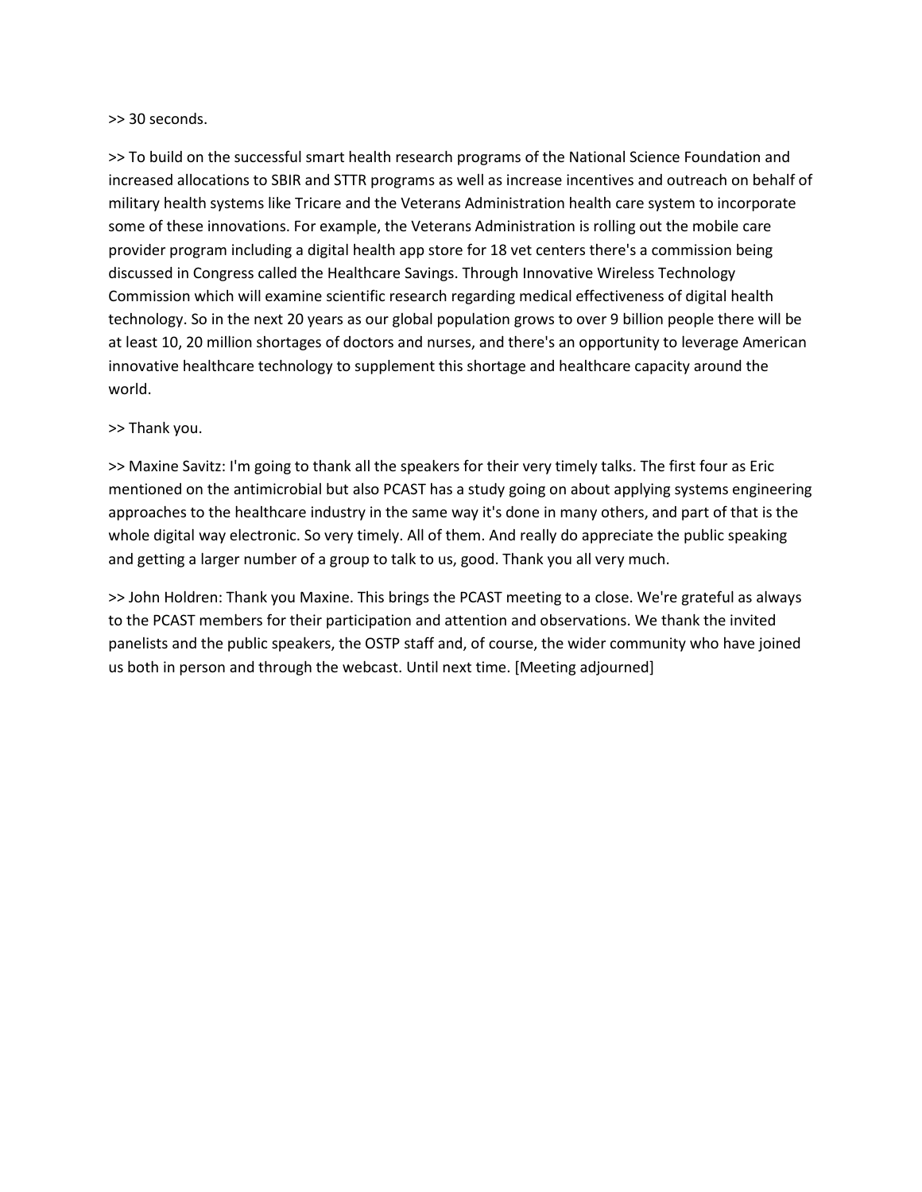>> 30 seconds.

>> To build on the successful smart health research programs of the National Science Foundation and increased allocations to SBIR and STTR programs as well as increase incentives and outreach on behalf of military health systems like Tricare and the Veterans Administration health care system to incorporate some of these innovations. For example, the Veterans Administration is rolling out the mobile care provider program including a digital health app store for 18 vet centers there's a commission being discussed in Congress called the Healthcare Savings. Through Innovative Wireless Technology Commission which will examine scientific research regarding medical effectiveness of digital health technology. So in the next 20 years as our global population grows to over 9 billion people there will be at least 10, 20 million shortages of doctors and nurses, and there's an opportunity to leverage American innovative healthcare technology to supplement this shortage and healthcare capacity around the world.

>> Thank you.

>> Maxine Savitz: I'm going to thank all the speakers for their very timely talks. The first four as Eric mentioned on the antimicrobial but also PCAST has a study going on about applying systems engineering approaches to the healthcare industry in the same way it's done in many others, and part of that is the whole digital way electronic. So very timely. All of them. And really do appreciate the public speaking and getting a larger number of a group to talk to us, good. Thank you all very much.

>> John Holdren: Thank you Maxine. This brings the PCAST meeting to a close. We're grateful as always to the PCAST members for their participation and attention and observations. We thank the invited panelists and the public speakers, the OSTP staff and, of course, the wider community who have joined us both in person and through the webcast. Until next time. [Meeting adjourned]